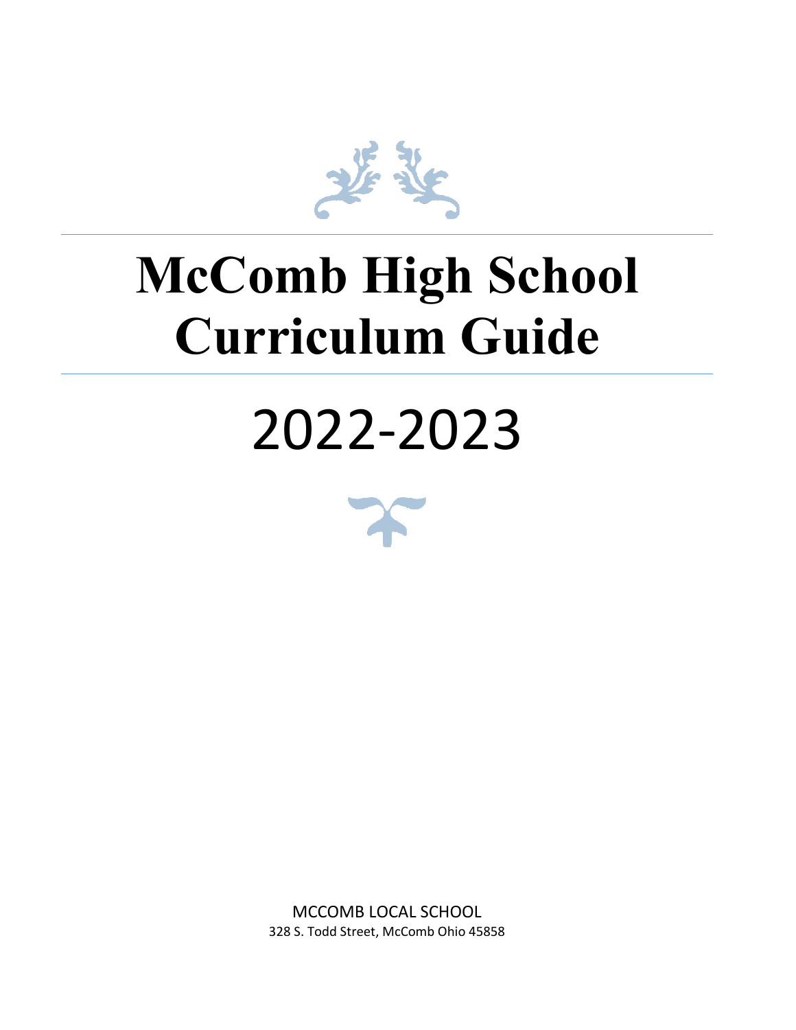# McComb High School Curriculum Guide

# 2022-2023

MCCOMB LOCAL SCHOOL

328 S. Todd Street, McComb Ohio 45858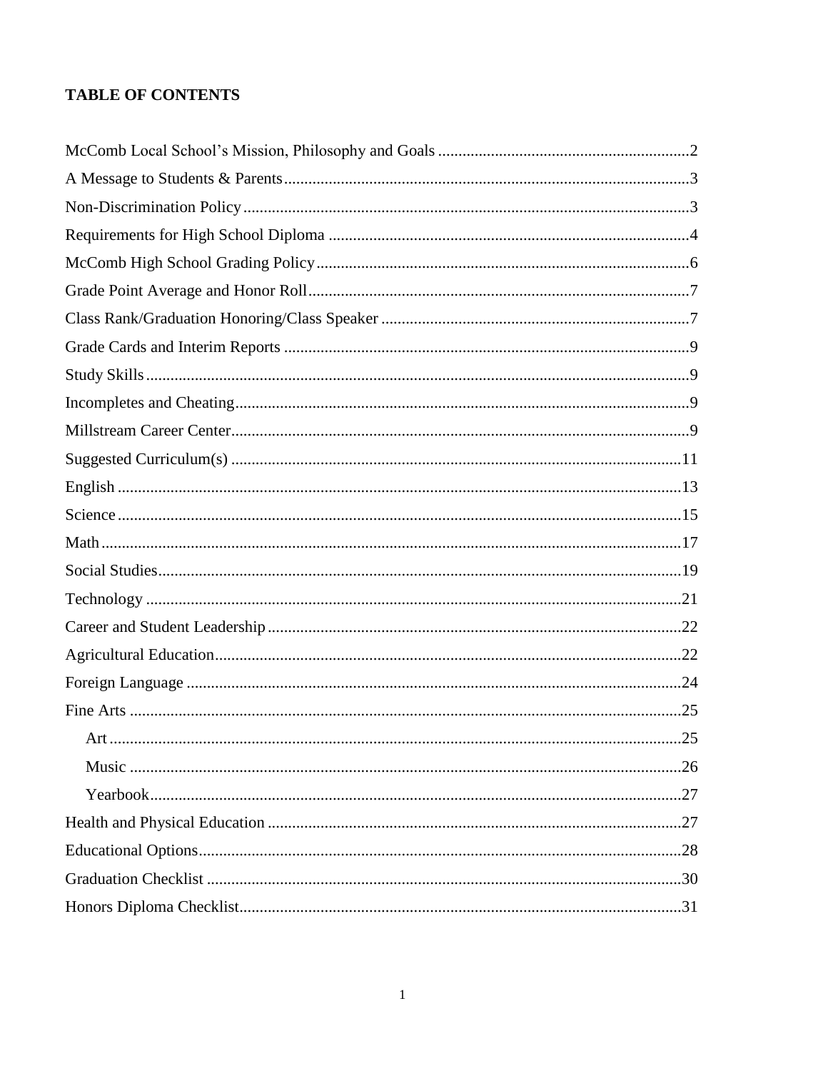**TABLE OF CONTENTS**

McComb Local School's Mission, Philosophy and Goals ....................2
A Message to Students & Parents ....................3
Non-Discrimination Policy ....................3
Requirements for High School Diploma ....................4
McComb High School Grading Policy ....................6
Grade Point Average and Honor Roll ....................7
Class Rank/Graduation Honoring/Class Speaker ....................7
Grade Cards and Interim Reports ....................9
Study Skills ....................9
Incompletes and Cheating ....................9
Millstream Career Center ....................9
Suggested Curriculum(s) ....................11
English ....................13
Science ....................15
Math ....................17
Social Studies ....................19
Technology ....................21
Career and Student Leadership ....................22
Agricultural Education ....................22
Foreign Language ....................24
Fine Arts ....................25
- Art ....................25
- Music ....................26
- Yearbook ....................27

Health and Physical Education ....................27
Educational Options ....................28
Graduation Checklist ....................30
Honors Diploma Checklist ....................31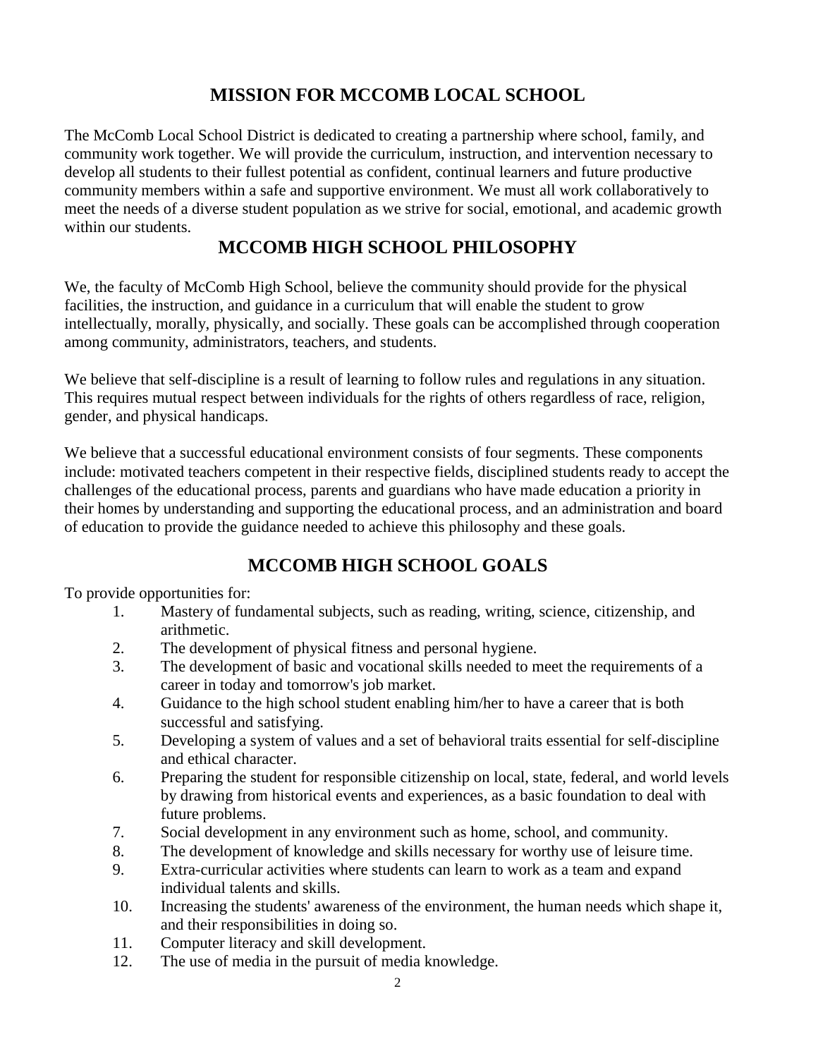## MISSION FOR MCCOMB LOCAL SCHOOL

The McComb Local School District is dedicated to creating a partnership where school, family, and community work together. We will provide the curriculum, instruction, and intervention necessary to develop all students to their fullest potential as confident, continual learners and future productive community members within a safe and supportive environment. We must all work collaboratively to meet the needs of a diverse student population as we strive for social, emotional, and academic growth within our students.

## MCCOMB HIGH SCHOOL PHILOSOPHY

We, the faculty of McComb High School, believe the community should provide for the physical facilities, the instruction, and guidance in a curriculum that will enable the student to grow intellectually, morally, physically, and socially. These goals can be accomplished through cooperation among community, administrators, teachers, and students.

We believe that self-discipline is a result of learning to follow rules and regulations in any situation. This requires mutual respect between individuals for the rights of others regardless of race, religion, gender, and physical handicaps.

We believe that a successful educational environment consists of four segments. These components include: motivated teachers competent in their respective fields, disciplined students ready to accept the challenges of the educational process, parents and guardians who have made education a priority in their homes by understanding and supporting the educational process, and an administration and board of education to provide the guidance needed to achieve this philosophy and these goals.

## MCCOMB HIGH SCHOOL GOALS

To provide opportunities for:

1. Mastery of fundamental subjects, such as reading, writing, science, citizenship, and arithmetic.
2. The development of physical fitness and personal hygiene.
3. The development of basic and vocational skills needed to meet the requirements of a career in today and tomorrow's job market.
4. Guidance to the high school student enabling him/her to have a career that is both successful and satisfying.
5. Developing a system of values and a set of behavioral traits essential for self-discipline and ethical character.
6. Preparing the student for responsible citizenship on local, state, federal, and world levels by drawing from historical events and experiences, as a basic foundation to deal with future problems.
7. Social development in any environment such as home, school, and community.
8. The development of knowledge and skills necessary for worthy use of leisure time.
9. Extra-curricular activities where students can learn to work as a team and expand individual talents and skills.
10. Increasing the students' awareness of the environment, the human needs which shape it, and their responsibilities in doing so.
11. Computer literacy and skill development.
12. The use of media in the pursuit of media knowledge.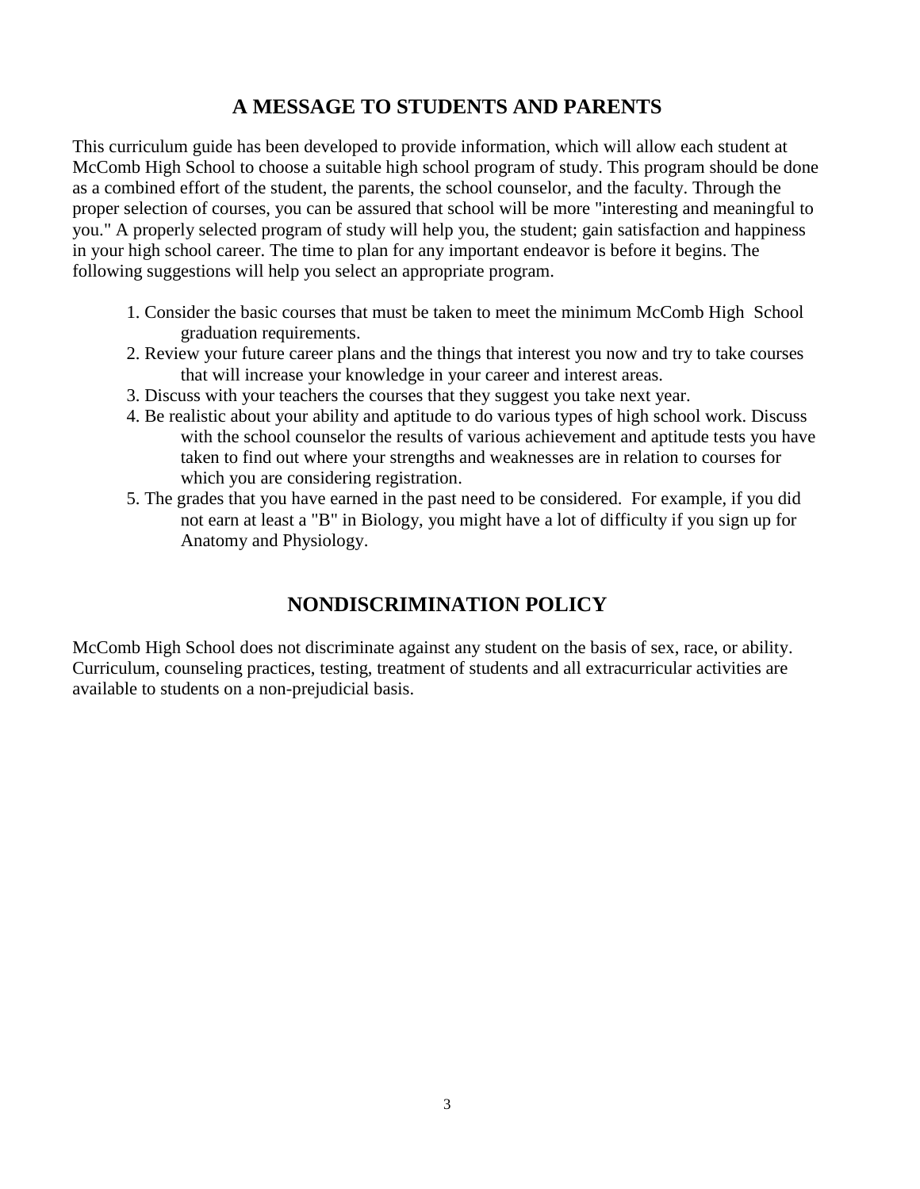## A MESSAGE TO STUDENTS AND PARENTS

This curriculum guide has been developed to provide information, which will allow each student at McComb High School to choose a suitable high school program of study. This program should be done as a combined effort of the student, the parents, the school counselor, and the faculty. Through the proper selection of courses, you can be assured that school will be more "interesting and meaningful to you." A properly selected program of study will help you, the student; gain satisfaction and happiness in your high school career. The time to plan for any important endeavor is before it begins. The following suggestions will help you select an appropriate program.

1. Consider the basic courses that must be taken to meet the minimum McComb High School graduation requirements.
2. Review your future career plans and the things that interest you now and try to take courses that will increase your knowledge in your career and interest areas.
3. Discuss with your teachers the courses that they suggest you take next year.
4. Be realistic about your ability and aptitude to do various types of high school work. Discuss with the school counselor the results of various achievement and aptitude tests you have taken to find out where your strengths and weaknesses are in relation to courses for which you are considering registration.
5. The grades that you have earned in the past need to be considered. For example, if you did not earn at least a "B" in Biology, you might have a lot of difficulty if you sign up for Anatomy and Physiology.

## NONDISCRIMINATION POLICY

McComb High School does not discriminate against any student on the basis of sex, race, or ability. Curriculum, counseling practices, testing, treatment of students and all extracurricular activities are available to students on a non-prejudicial basis.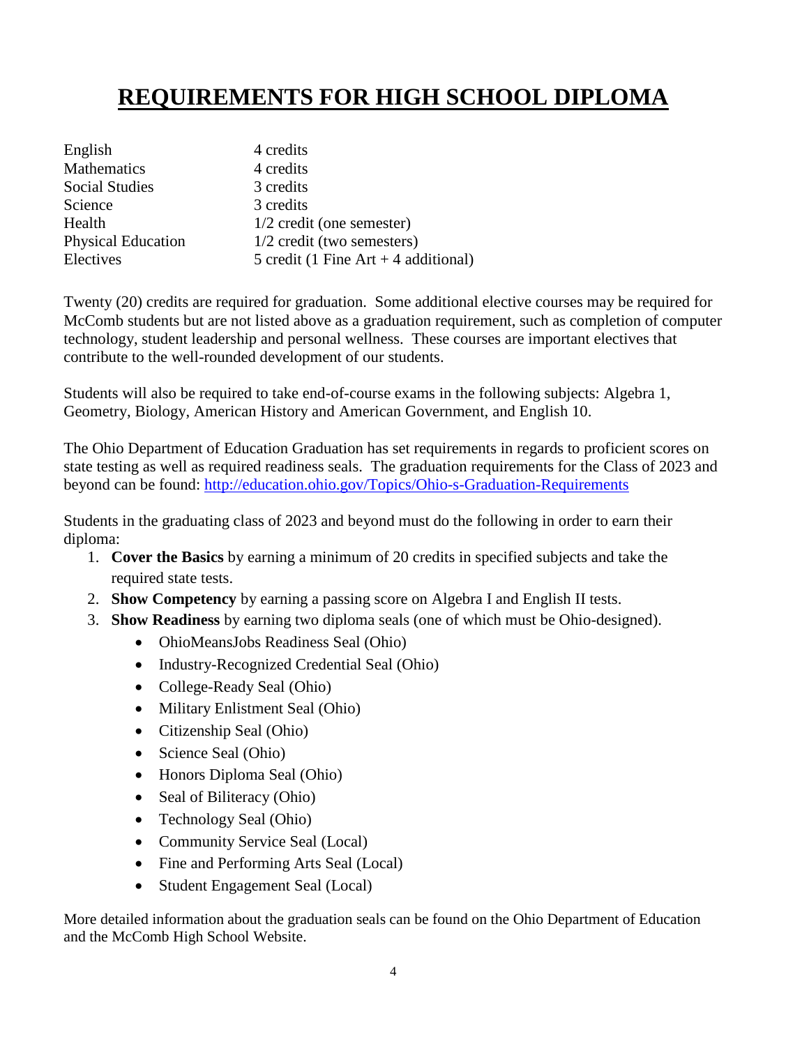# REQUIREMENTS FOR HIGH SCHOOL DIPLOMA

| | |
|---|---|
| English | 4 credits |
| Mathematics | 4 credits |
| Social Studies | 3 credits |
| Science | 3 credits |
| Health | 1/2 credit (one semester) |
| Physical Education | 1/2 credit (two semesters) |
| Electives | 5 credit (1 Fine Art + 4 additional) |

Twenty (20) credits are required for graduation. Some additional elective courses may be required for McComb students but are not listed above as a graduation requirement, such as completion of computer technology, student leadership and personal wellness. These courses are important electives that contribute to the well-rounded development of our students.

Students will also be required to take end-of-course exams in the following subjects: Algebra 1, Geometry, Biology, American History and American Government, and English 10.

The Ohio Department of Education Graduation has set requirements in regards to proficient scores on state testing as well as required readiness seals. The graduation requirements for the Class of 2023 and beyond can be found: http://education.ohio.gov/Topics/Ohio-s-Graduation-Requirements

Students in the graduating class of 2023 and beyond must do the following in order to earn their diploma:

1. **Cover the Basics** by earning a minimum of 20 credits in specified subjects and take the required state tests.
2. **Show Competency** by earning a passing score on Algebra I and English II tests.
3. **Show Readiness** by earning two diploma seals (one of which must be Ohio-designed).
   - OhioMeansJobs Readiness Seal (Ohio)
   - Industry-Recognized Credential Seal (Ohio)
   - College-Ready Seal (Ohio)
   - Military Enlistment Seal (Ohio)
   - Citizenship Seal (Ohio)
   - Science Seal (Ohio)
   - Honors Diploma Seal (Ohio)
   - Seal of Biliteracy (Ohio)
   - Technology Seal (Ohio)
   - Community Service Seal (Local)
   - Fine and Performing Arts Seal (Local)
   - Student Engagement Seal (Local)

More detailed information about the graduation seals can be found on the Ohio Department of Education and the McComb High School Website.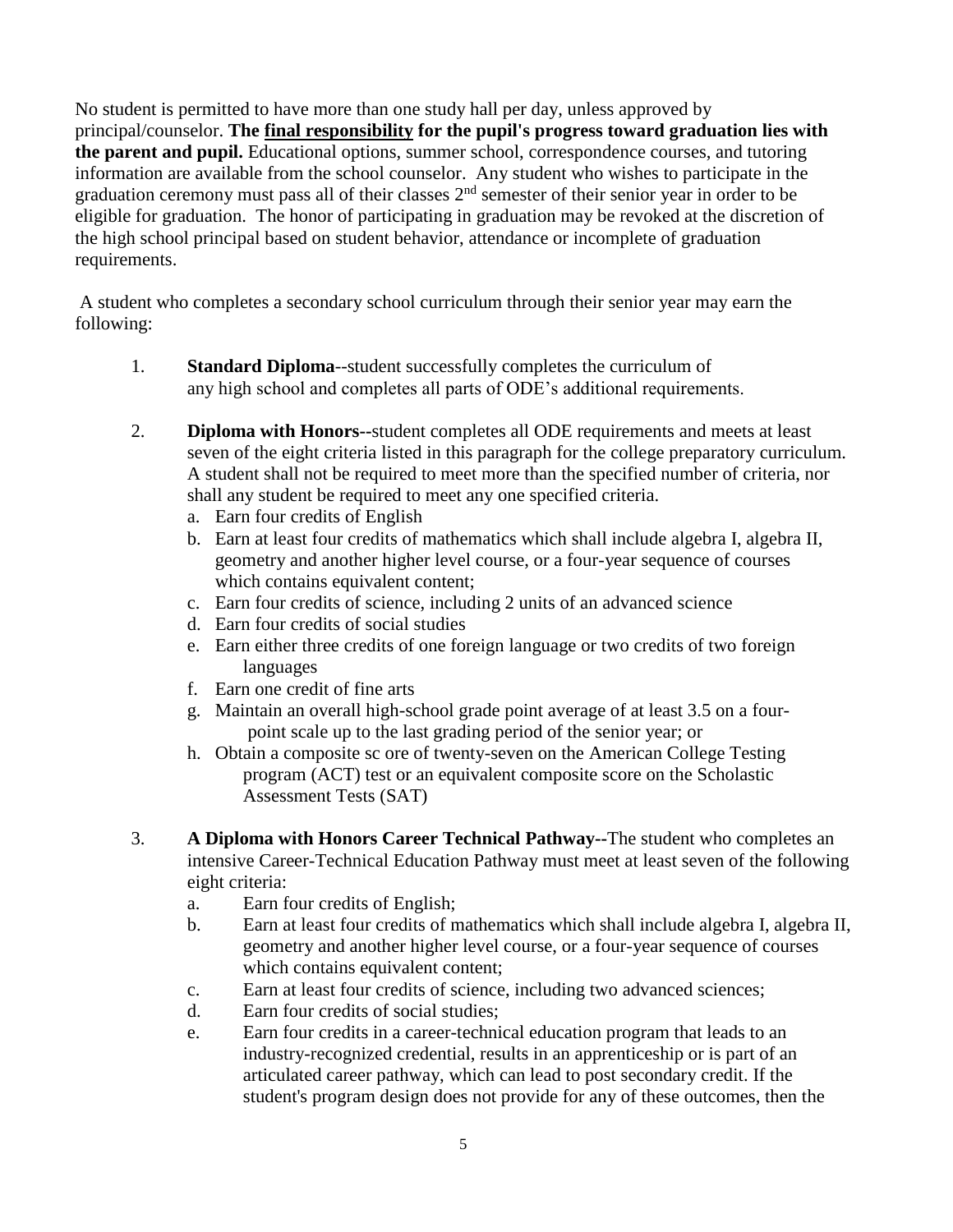No student is permitted to have more than one study hall per day, unless approved by principal/counselor. **The final responsibility for the pupil's progress toward graduation lies with the parent and pupil.** Educational options, summer school, correspondence courses, and tutoring information are available from the school counselor. Any student who wishes to participate in the graduation ceremony must pass all of their classes 2nd semester of their senior year in order to be eligible for graduation. The honor of participating in graduation may be revoked at the discretion of the high school principal based on student behavior, attendance or incomplete of graduation requirements.

A student who completes a secondary school curriculum through their senior year may earn the following:

1. **Standard Diploma**--student successfully completes the curriculum of any high school and completes all parts of ODE's additional requirements.

2. **Diploma with Honors--**student completes all ODE requirements and meets at least seven of the eight criteria listed in this paragraph for the college preparatory curriculum. A student shall not be required to meet more than the specified number of criteria, nor shall any student be required to meet any one specified criteria.
   a. Earn four credits of English
   b. Earn at least four credits of mathematics which shall include algebra I, algebra II, geometry and another higher level course, or a four-year sequence of courses which contains equivalent content;
   c. Earn four credits of science, including 2 units of an advanced science
   d. Earn four credits of social studies
   e. Earn either three credits of one foreign language or two credits of two foreign languages
   f. Earn one credit of fine arts
   g. Maintain an overall high-school grade point average of at least 3.5 on a four-point scale up to the last grading period of the senior year; or
   h. Obtain a composite sc ore of twenty-seven on the American College Testing program (ACT) test or an equivalent composite score on the Scholastic Assessment Tests (SAT)

3. **A Diploma with Honors Career Technical Pathway--**The student who completes an intensive Career-Technical Education Pathway must meet at least seven of the following eight criteria:
   a. Earn four credits of English;
   b. Earn at least four credits of mathematics which shall include algebra I, algebra II, geometry and another higher level course, or a four-year sequence of courses which contains equivalent content;
   c. Earn at least four credits of science, including two advanced sciences;
   d. Earn four credits of social studies;
   e. Earn four credits in a career-technical education program that leads to an industry-recognized credential, results in an apprenticeship or is part of an articulated career pathway, which can lead to post secondary credit. If the student's program design does not provide for any of these outcomes, then the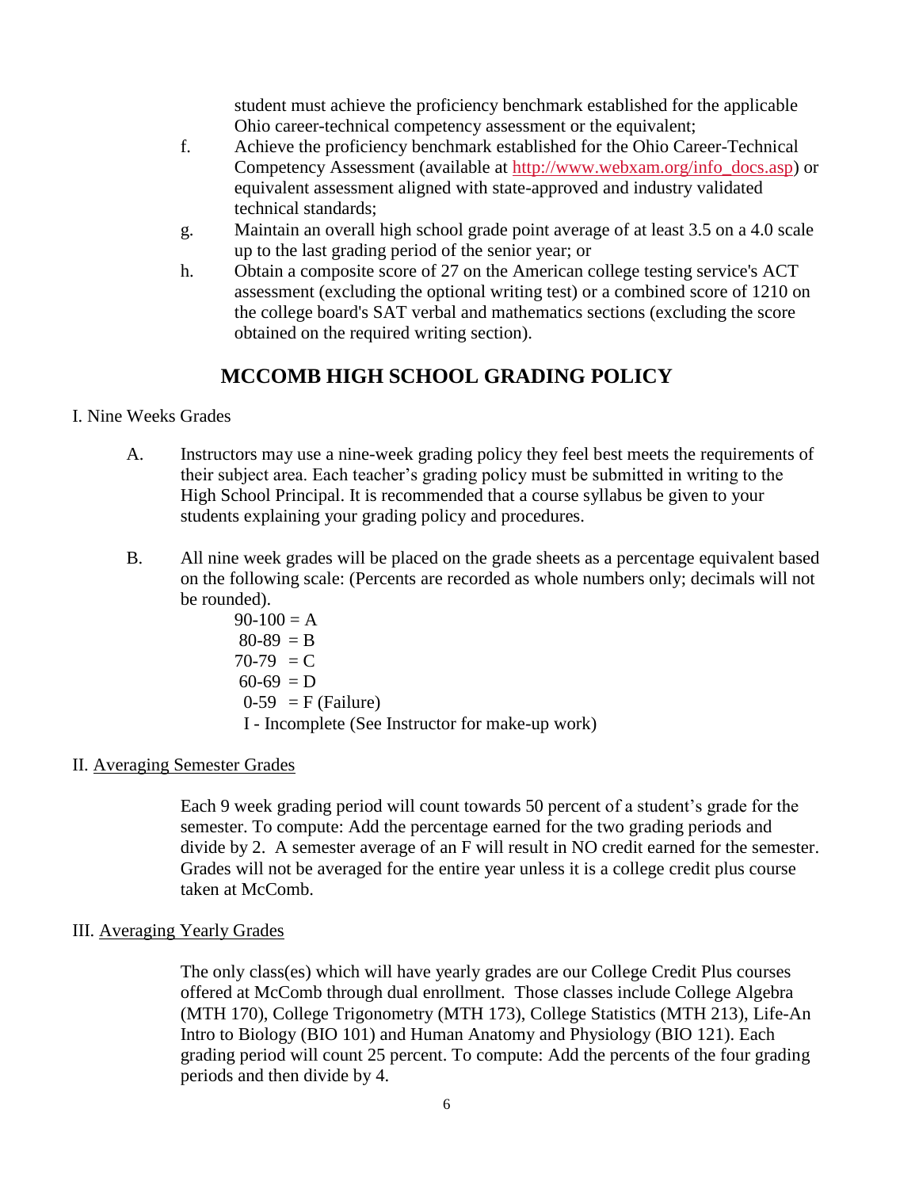student must achieve the proficiency benchmark established for the applicable Ohio career-technical competency assessment or the equivalent;

f. Achieve the proficiency benchmark established for the Ohio Career-Technical Competency Assessment (available at http://www.webxam.org/info_docs.asp) or equivalent assessment aligned with state-approved and industry validated technical standards;

g. Maintain an overall high school grade point average of at least 3.5 on a 4.0 scale up to the last grading period of the senior year; or

h. Obtain a composite score of 27 on the American college testing service's ACT assessment (excluding the optional writing test) or a combined score of 1210 on the college board's SAT verbal and mathematics sections (excluding the score obtained on the required writing section).

## MCCOMB HIGH SCHOOL GRADING POLICY

I. Nine Weeks Grades

A. Instructors may use a nine-week grading policy they feel best meets the requirements of their subject area. Each teacher's grading policy must be submitted in writing to the High School Principal. It is recommended that a course syllabus be given to your students explaining your grading policy and procedures.

B. All nine week grades will be placed on the grade sheets as a percentage equivalent based on the following scale: (Percents are recorded as whole numbers only; decimals will not be rounded).

90-100 = A
80-89 = B
70-79 = C
60-69 = D
0-59 = F (Failure)
I - Incomplete (See Instructor for make-up work)

II. Averaging Semester Grades

Each 9 week grading period will count towards 50 percent of a student's grade for the semester. To compute: Add the percentage earned for the two grading periods and divide by 2. A semester average of an F will result in NO credit earned for the semester. Grades will not be averaged for the entire year unless it is a college credit plus course taken at McComb.

III. Averaging Yearly Grades

The only class(es) which will have yearly grades are our College Credit Plus courses offered at McComb through dual enrollment. Those classes include College Algebra (MTH 170), College Trigonometry (MTH 173), College Statistics (MTH 213), Life-An Intro to Biology (BIO 101) and Human Anatomy and Physiology (BIO 121). Each grading period will count 25 percent. To compute: Add the percents of the four grading periods and then divide by 4.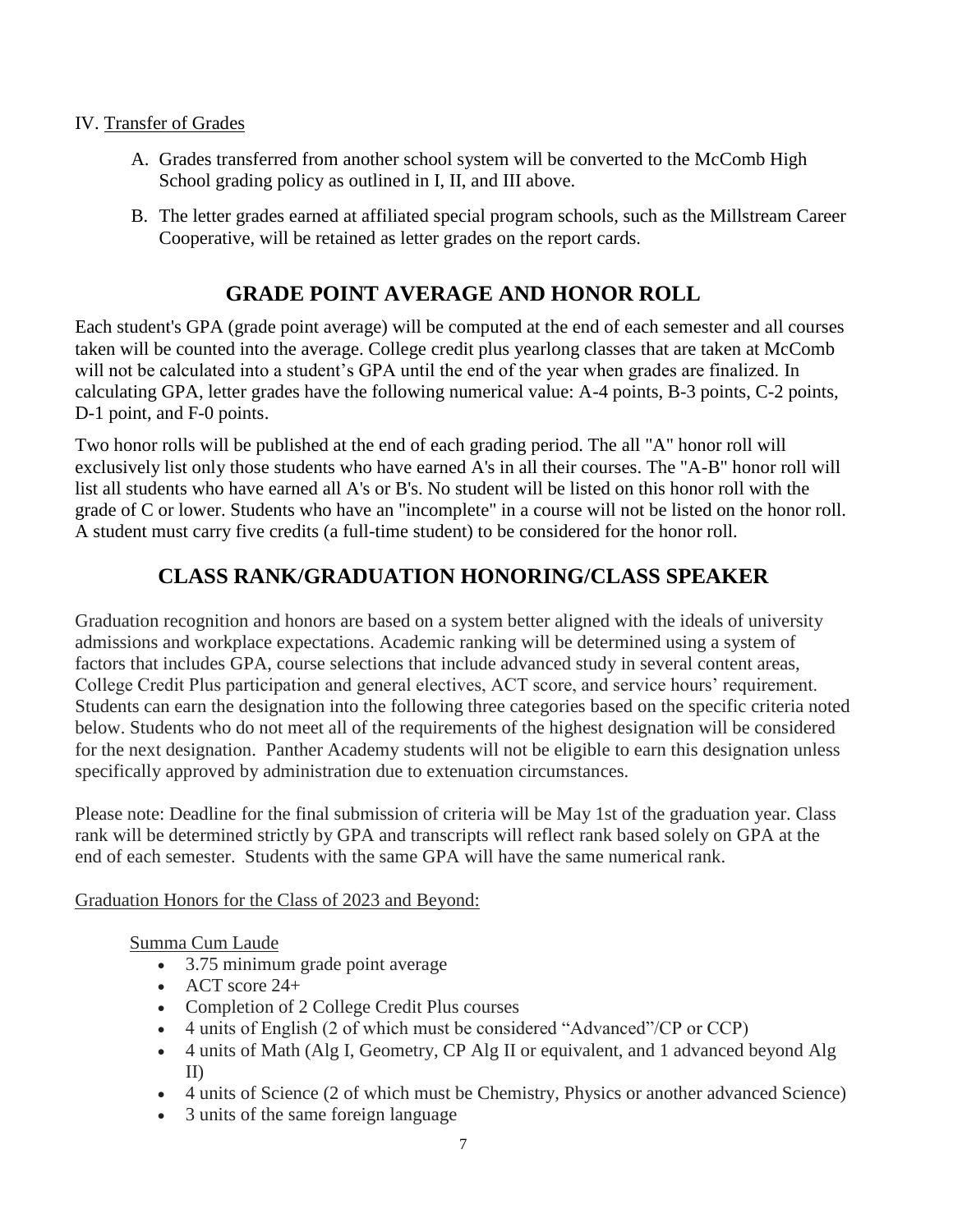IV. Transfer of Grades

A. Grades transferred from another school system will be converted to the McComb High School grading policy as outlined in I, II, and III above.

B. The letter grades earned at affiliated special program schools, such as the Millstream Career Cooperative, will be retained as letter grades on the report cards.

## GRADE POINT AVERAGE AND HONOR ROLL

Each student's GPA (grade point average) will be computed at the end of each semester and all courses taken will be counted into the average. College credit plus yearlong classes that are taken at McComb will not be calculated into a student's GPA until the end of the year when grades are finalized. In calculating GPA, letter grades have the following numerical value: A-4 points, B-3 points, C-2 points, D-1 point, and F-0 points.

Two honor rolls will be published at the end of each grading period. The all "A" honor roll will exclusively list only those students who have earned A's in all their courses. The "A-B" honor roll will list all students who have earned all A's or B's. No student will be listed on this honor roll with the grade of C or lower. Students who have an "incomplete" in a course will not be listed on the honor roll. A student must carry five credits (a full-time student) to be considered for the honor roll.

## CLASS RANK/GRADUATION HONORING/CLASS SPEAKER

Graduation recognition and honors are based on a system better aligned with the ideals of university admissions and workplace expectations. Academic ranking will be determined using a system of factors that includes GPA, course selections that include advanced study in several content areas, College Credit Plus participation and general electives, ACT score, and service hours' requirement. Students can earn the designation into the following three categories based on the specific criteria noted below. Students who do not meet all of the requirements of the highest designation will be considered for the next designation. Panther Academy students will not be eligible to earn this designation unless specifically approved by administration due to extenuation circumstances.

Please note: Deadline for the final submission of criteria will be May 1st of the graduation year. Class rank will be determined strictly by GPA and transcripts will reflect rank based solely on GPA at the end of each semester. Students with the same GPA will have the same numerical rank.

Graduation Honors for the Class of 2023 and Beyond:

Summa Cum Laude

- 3.75 minimum grade point average
- ACT score 24+
- Completion of 2 College Credit Plus courses
- 4 units of English (2 of which must be considered "Advanced"/CP or CCP)
- 4 units of Math (Alg I, Geometry, CP Alg II or equivalent, and 1 advanced beyond Alg II)
- 4 units of Science (2 of which must be Chemistry, Physics or another advanced Science)
- 3 units of the same foreign language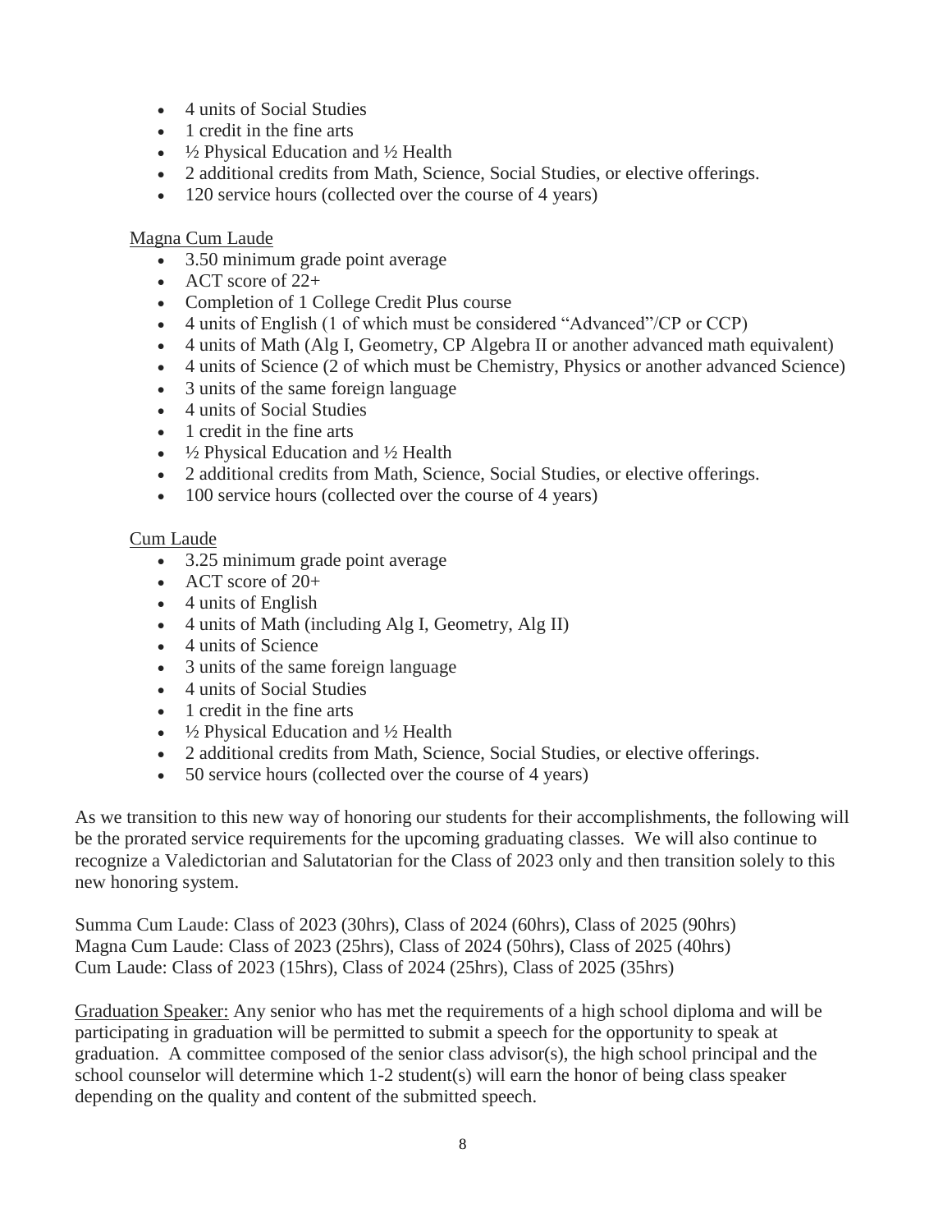- 4 units of Social Studies
- 1 credit in the fine arts
- ½ Physical Education and ½ Health
- 2 additional credits from Math, Science, Social Studies, or elective offerings.
- 120 service hours (collected over the course of 4 years)

Magna Cum Laude

- 3.50 minimum grade point average
- ACT score of 22+
- Completion of 1 College Credit Plus course
- 4 units of English (1 of which must be considered "Advanced"/CP or CCP)
- 4 units of Math (Alg I, Geometry, CP Algebra II or another advanced math equivalent)
- 4 units of Science (2 of which must be Chemistry, Physics or another advanced Science)
- 3 units of the same foreign language
- 4 units of Social Studies
- 1 credit in the fine arts
- ½ Physical Education and ½ Health
- 2 additional credits from Math, Science, Social Studies, or elective offerings.
- 100 service hours (collected over the course of 4 years)

Cum Laude

- 3.25 minimum grade point average
- ACT score of 20+
- 4 units of English
- 4 units of Math (including Alg I, Geometry, Alg II)
- 4 units of Science
- 3 units of the same foreign language
- 4 units of Social Studies
- 1 credit in the fine arts
- ½ Physical Education and ½ Health
- 2 additional credits from Math, Science, Social Studies, or elective offerings.
- 50 service hours (collected over the course of 4 years)

As we transition to this new way of honoring our students for their accomplishments, the following will be the prorated service requirements for the upcoming graduating classes. We will also continue to recognize a Valedictorian and Salutatorian for the Class of 2023 only and then transition solely to this new honoring system.

Summa Cum Laude: Class of 2023 (30hrs), Class of 2024 (60hrs), Class of 2025 (90hrs)
Magna Cum Laude: Class of 2023 (25hrs), Class of 2024 (50hrs), Class of 2025 (40hrs)
Cum Laude: Class of 2023 (15hrs), Class of 2024 (25hrs), Class of 2025 (35hrs)

Graduation Speaker: Any senior who has met the requirements of a high school diploma and will be participating in graduation will be permitted to submit a speech for the opportunity to speak at graduation. A committee composed of the senior class advisor(s), the high school principal and the school counselor will determine which 1-2 student(s) will earn the honor of being class speaker depending on the quality and content of the submitted speech.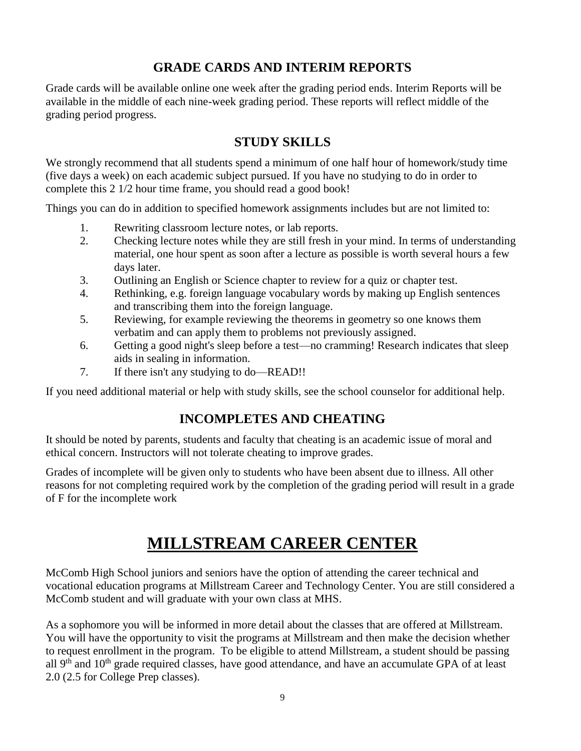## GRADE CARDS AND INTERIM REPORTS

Grade cards will be available online one week after the grading period ends. Interim Reports will be available in the middle of each nine-week grading period. These reports will reflect middle of the grading period progress.

## STUDY SKILLS

We strongly recommend that all students spend a minimum of one half hour of homework/study time (five days a week) on each academic subject pursued. If you have no studying to do in order to complete this 2 1/2 hour time frame, you should read a good book!

Things you can do in addition to specified homework assignments includes but are not limited to:

1. Rewriting classroom lecture notes, or lab reports.
2. Checking lecture notes while they are still fresh in your mind. In terms of understanding material, one hour spent as soon after a lecture as possible is worth several hours a few days later.
3. Outlining an English or Science chapter to review for a quiz or chapter test.
4. Rethinking, e.g. foreign language vocabulary words by making up English sentences and transcribing them into the foreign language.
5. Reviewing, for example reviewing the theorems in geometry so one knows them verbatim and can apply them to problems not previously assigned.
6. Getting a good night's sleep before a test—no cramming! Research indicates that sleep aids in sealing in information.
7. If there isn't any studying to do—READ!!

If you need additional material or help with study skills, see the school counselor for additional help.

## INCOMPLETES AND CHEATING

It should be noted by parents, students and faculty that cheating is an academic issue of moral and ethical concern. Instructors will not tolerate cheating to improve grades.

Grades of incomplete will be given only to students who have been absent due to illness. All other reasons for not completing required work by the completion of the grading period will result in a grade of F for the incomplete work

# MILLSTREAM CAREER CENTER

McComb High School juniors and seniors have the option of attending the career technical and vocational education programs at Millstream Career and Technology Center. You are still considered a McComb student and will graduate with your own class at MHS.

As a sophomore you will be informed in more detail about the classes that are offered at Millstream. You will have the opportunity to visit the programs at Millstream and then make the decision whether to request enrollment in the program. To be eligible to attend Millstream, a student should be passing all 9th and 10th grade required classes, have good attendance, and have an accumulate GPA of at least 2.0 (2.5 for College Prep classes).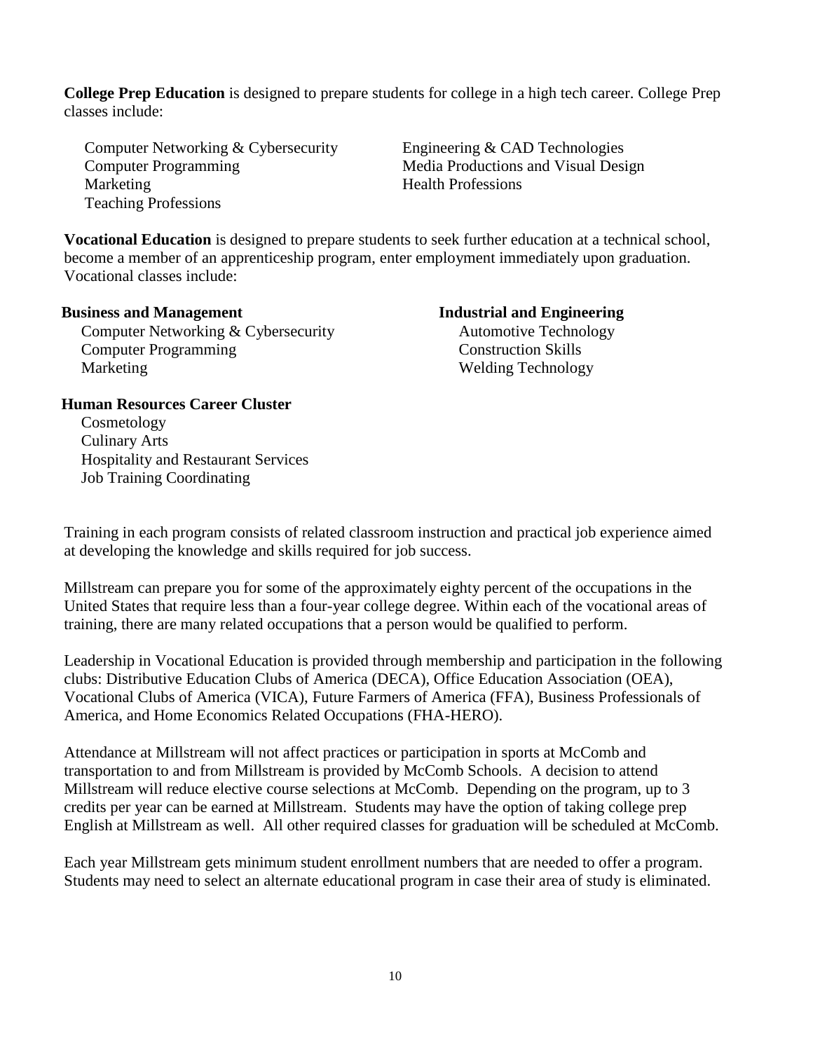**College Prep Education** is designed to prepare students for college in a high tech career. College Prep classes include:

- Computer Networking & Cybersecurity
- Computer Programming
- Marketing
- Teaching Professions
- Engineering & CAD Technologies
- Media Productions and Visual Design
- Health Professions

**Vocational Education** is designed to prepare students to seek further education at a technical school, become a member of an apprenticeship program, enter employment immediately upon graduation. Vocational classes include:

**Business and Management**

- Computer Networking & Cybersecurity
- Computer Programming
- Marketing

**Industrial and Engineering**

- Automotive Technology
- Construction Skills
- Welding Technology

**Human Resources Career Cluster**

- Cosmetology
- Culinary Arts
- Hospitality and Restaurant Services
- Job Training Coordinating

Training in each program consists of related classroom instruction and practical job experience aimed at developing the knowledge and skills required for job success.

Millstream can prepare you for some of the approximately eighty percent of the occupations in the United States that require less than a four-year college degree. Within each of the vocational areas of training, there are many related occupations that a person would be qualified to perform.

Leadership in Vocational Education is provided through membership and participation in the following clubs: Distributive Education Clubs of America (DECA), Office Education Association (OEA), Vocational Clubs of America (VICA), Future Farmers of America (FFA), Business Professionals of America, and Home Economics Related Occupations (FHA-HERO).

Attendance at Millstream will not affect practices or participation in sports at McComb and transportation to and from Millstream is provided by McComb Schools. A decision to attend Millstream will reduce elective course selections at McComb. Depending on the program, up to 3 credits per year can be earned at Millstream. Students may have the option of taking college prep English at Millstream as well. All other required classes for graduation will be scheduled at McComb.

Each year Millstream gets minimum student enrollment numbers that are needed to offer a program. Students may need to select an alternate educational program in case their area of study is eliminated.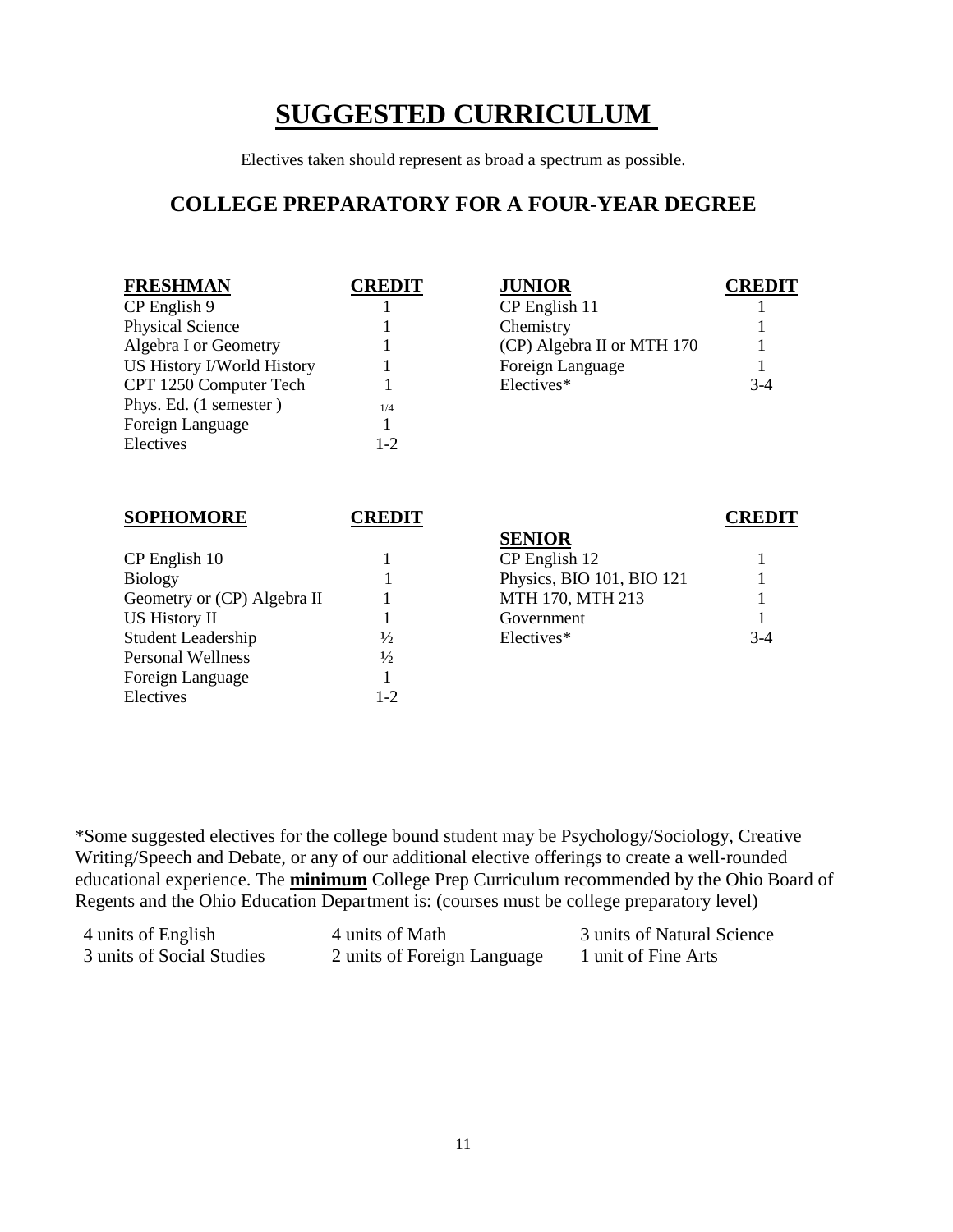# SUGGESTED CURRICULUM

Electives taken should represent as broad a spectrum as possible.

## COLLEGE PREPARATORY FOR A FOUR-YEAR DEGREE

| FRESHMAN | CREDIT |
|---|---|
| CP English 9 | 1 |
| Physical Science | 1 |
| Algebra I or Geometry | 1 |
| US History I/World History | 1 |
| CPT 1250 Computer Tech | 1 |
| Phys. Ed. (1 semester ) | 1/4 |
| Foreign Language | 1 |
| Electives | 1-2 |

| JUNIOR | CREDIT |
|---|---|
| CP English 11 | 1 |
| Chemistry | 1 |
| (CP) Algebra II or MTH 170 | 1 |
| Foreign Language | 1 |
| Electives* | 3-4 |

| SOPHOMORE | CREDIT |
|---|---|
| CP English 10 | 1 |
| Biology | 1 |
| Geometry or (CP) Algebra II | 1 |
| US History II | 1 |
| Student Leadership | ½ |
| Personal Wellness | ½ |
| Foreign Language | 1 |
| Electives | 1-2 |

| SENIOR | CREDIT |
|---|---|
| CP English 12 | 1 |
| Physics, BIO 101, BIO 121 | 1 |
| MTH 170, MTH 213 | 1 |
| Government | 1 |
| Electives* | 3-4 |

*Some suggested electives for the college bound student may be Psychology/Sociology, Creative Writing/Speech and Debate, or any of our additional elective offerings to create a well-rounded educational experience. The **minimum** College Prep Curriculum recommended by the Ohio Board of Regents and the Ohio Education Department is: (courses must be college preparatory level)

| | | |
|---|---|---|
| 4 units of English | 4 units of Math | 3 units of Natural Science |
| 3 units of Social Studies | 2 units of Foreign Language | 1 unit of Fine Arts |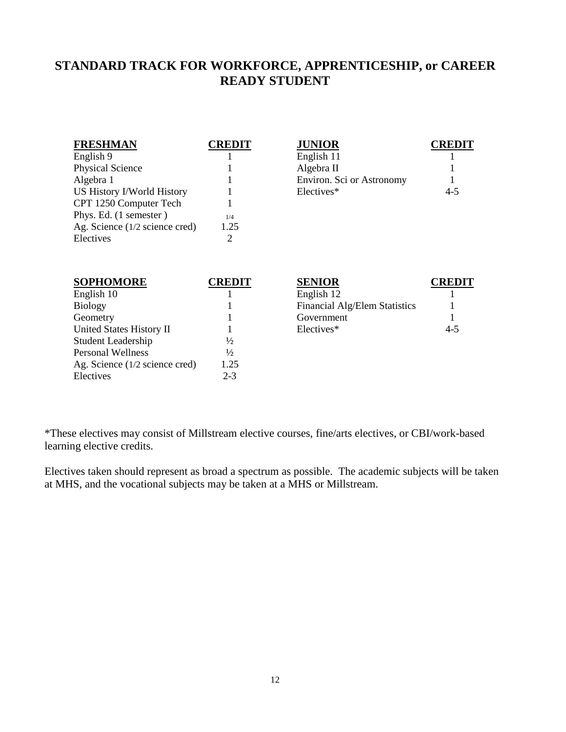## STANDARD TRACK FOR WORKFORCE, APPRENTICESHIP, or CAREER READY STUDENT

| FRESHMAN | CREDIT |
|---|---|
| English 9 | 1 |
| Physical Science | 1 |
| Algebra 1 | 1 |
| US History I/World History | 1 |
| CPT 1250 Computer Tech | 1 |
| Phys. Ed. (1 semester ) | 1/4 |
| Ag. Science (1/2 science cred) | 1.25 |
| Electives | 2 |

| JUNIOR | CREDIT |
|---|---|
| English 11 | 1 |
| Algebra II | 1 |
| Environ. Sci or Astronomy | 1 |
| Electives* | 4-5 |

| SOPHOMORE | CREDIT |
|---|---|
| English 10 | 1 |
| Biology | 1 |
| Geometry | 1 |
| United States History II | 1 |
| Student Leadership | ½ |
| Personal Wellness | ½ |
| Ag. Science (1/2 science cred) | 1.25 |
| Electives | 2-3 |

| SENIOR | CREDIT |
|---|---|
| English 12 | 1 |
| Financial Alg/Elem Statistics | 1 |
| Government | 1 |
| Electives* | 4-5 |

*These electives may consist of Millstream elective courses, fine/arts electives, or CBI/work-based learning elective credits.

Electives taken should represent as broad a spectrum as possible. The academic subjects will be taken at MHS, and the vocational subjects may be taken at a MHS or Millstream.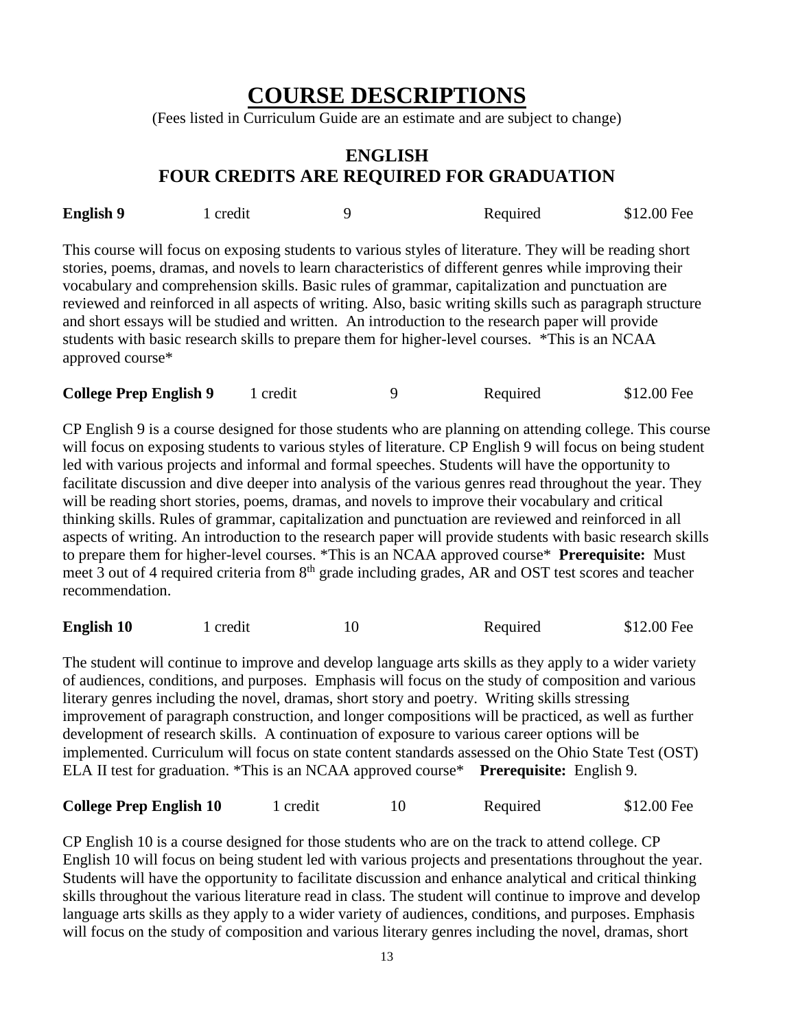# COURSE DESCRIPTIONS

(Fees listed in Curriculum Guide are an estimate and are subject to change)

## ENGLISH
## FOUR CREDITS ARE REQUIRED FOR GRADUATION

| **English 9** | 1 credit | 9 | Required | $12.00 Fee |
|---|---|---|---|---|

This course will focus on exposing students to various styles of literature. They will be reading short stories, poems, dramas, and novels to learn characteristics of different genres while improving their vocabulary and comprehension skills. Basic rules of grammar, capitalization and punctuation are reviewed and reinforced in all aspects of writing. Also, basic writing skills such as paragraph structure and short essays will be studied and written. An introduction to the research paper will provide students with basic research skills to prepare them for higher-level courses. *This is an NCAA approved course*

| **College Prep English 9** | 1 credit | 9 | Required | $12.00 Fee |
|---|---|---|---|---|

CP English 9 is a course designed for those students who are planning on attending college. This course will focus on exposing students to various styles of literature. CP English 9 will focus on being student led with various projects and informal and formal speeches. Students will have the opportunity to facilitate discussion and dive deeper into analysis of the various genres read throughout the year. They will be reading short stories, poems, dramas, and novels to improve their vocabulary and critical thinking skills. Rules of grammar, capitalization and punctuation are reviewed and reinforced in all aspects of writing. An introduction to the research paper will provide students with basic research skills to prepare them for higher-level courses. *This is an NCAA approved course* **Prerequisite:** Must meet 3 out of 4 required criteria from 8th grade including grades, AR and OST test scores and teacher recommendation.

| **English 10** | 1 credit | 10 | Required | $12.00 Fee |
|---|---|---|---|---|

The student will continue to improve and develop language arts skills as they apply to a wider variety of audiences, conditions, and purposes. Emphasis will focus on the study of composition and various literary genres including the novel, dramas, short story and poetry. Writing skills stressing improvement of paragraph construction, and longer compositions will be practiced, as well as further development of research skills. A continuation of exposure to various career options will be implemented. Curriculum will focus on state content standards assessed on the Ohio State Test (OST) ELA II test for graduation. *This is an NCAA approved course* **Prerequisite:** English 9.

| **College Prep English 10** | 1 credit | 10 | Required | $12.00 Fee |
|---|---|---|---|---|

CP English 10 is a course designed for those students who are on the track to attend college. CP English 10 will focus on being student led with various projects and presentations throughout the year. Students will have the opportunity to facilitate discussion and enhance analytical and critical thinking skills throughout the various literature read in class. The student will continue to improve and develop language arts skills as they apply to a wider variety of audiences, conditions, and purposes. Emphasis will focus on the study of composition and various literary genres including the novel, dramas, short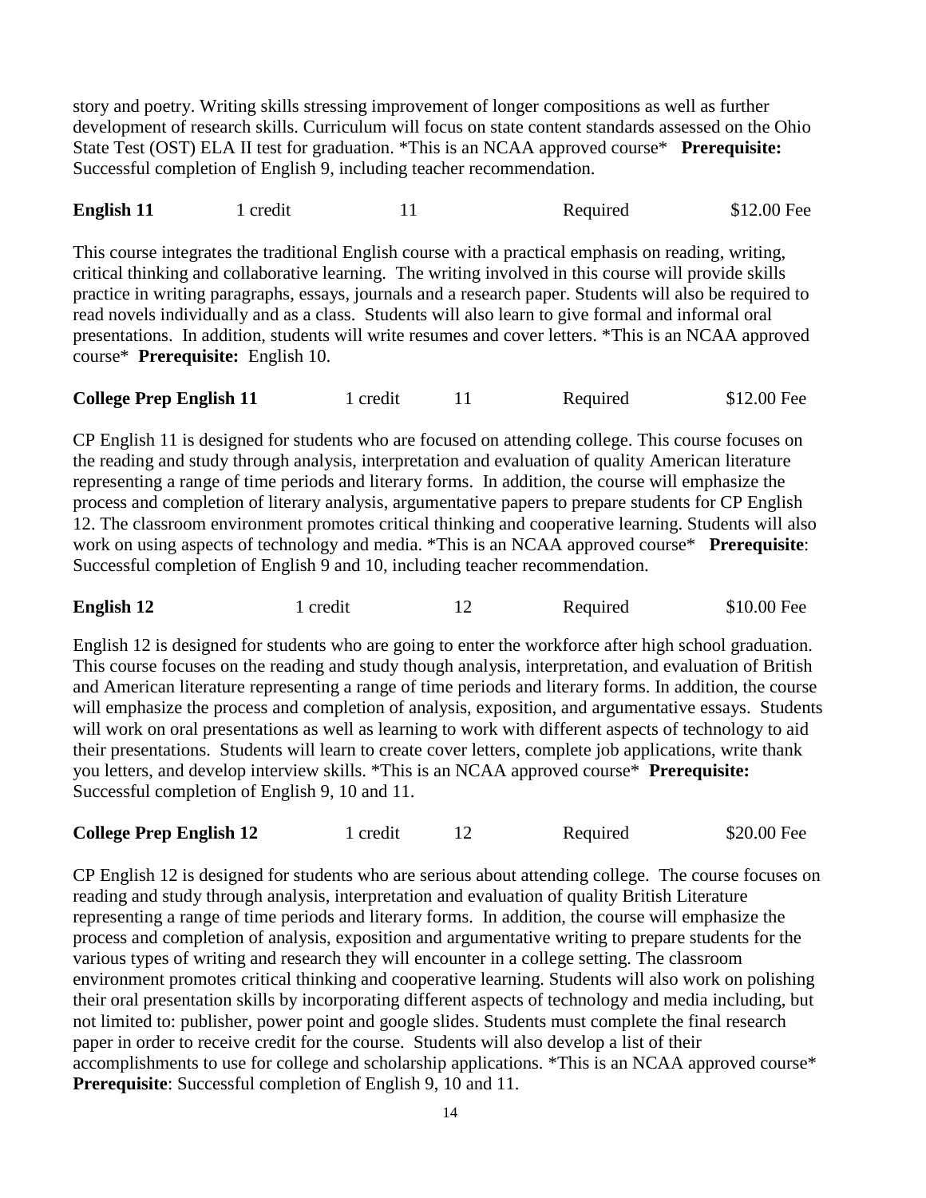story and poetry. Writing skills stressing improvement of longer compositions as well as further development of research skills. Curriculum will focus on state content standards assessed on the Ohio State Test (OST) ELA II test for graduation. *This is an NCAA approved course* **Prerequisite:** Successful completion of English 9, including teacher recommendation.

| **English 11** | 1 credit | 11 | Required | $12.00 Fee |
|---|---|---|---|---|

This course integrates the traditional English course with a practical emphasis on reading, writing, critical thinking and collaborative learning. The writing involved in this course will provide skills practice in writing paragraphs, essays, journals and a research paper. Students will also be required to read novels individually and as a class. Students will also learn to give formal and informal oral presentations. In addition, students will write resumes and cover letters. *This is an NCAA approved course* **Prerequisite:** English 10.

| **College Prep English 11** | 1 credit | 11 | Required | $12.00 Fee |
|---|---|---|---|---|

CP English 11 is designed for students who are focused on attending college. This course focuses on the reading and study through analysis, interpretation and evaluation of quality American literature representing a range of time periods and literary forms. In addition, the course will emphasize the process and completion of literary analysis, argumentative papers to prepare students for CP English 12. The classroom environment promotes critical thinking and cooperative learning. Students will also work on using aspects of technology and media. *This is an NCAA approved course* **Prerequisite**: Successful completion of English 9 and 10, including teacher recommendation.

| **English 12** | 1 credit | 12 | Required | $10.00 Fee |
|---|---|---|---|---|

English 12 is designed for students who are going to enter the workforce after high school graduation. This course focuses on the reading and study though analysis, interpretation, and evaluation of British and American literature representing a range of time periods and literary forms. In addition, the course will emphasize the process and completion of analysis, exposition, and argumentative essays. Students will work on oral presentations as well as learning to work with different aspects of technology to aid their presentations. Students will learn to create cover letters, complete job applications, write thank you letters, and develop interview skills. *This is an NCAA approved course* **Prerequisite:** Successful completion of English 9, 10 and 11.

| **College Prep English 12** | 1 credit | 12 | Required | $20.00 Fee |
|---|---|---|---|---|

CP English 12 is designed for students who are serious about attending college. The course focuses on reading and study through analysis, interpretation and evaluation of quality British Literature representing a range of time periods and literary forms. In addition, the course will emphasize the process and completion of analysis, exposition and argumentative writing to prepare students for the various types of writing and research they will encounter in a college setting. The classroom environment promotes critical thinking and cooperative learning. Students will also work on polishing their oral presentation skills by incorporating different aspects of technology and media including, but not limited to: publisher, power point and google slides. Students must complete the final research paper in order to receive credit for the course. Students will also develop a list of their accomplishments to use for college and scholarship applications. *This is an NCAA approved course* **Prerequisite**: Successful completion of English 9, 10 and 11.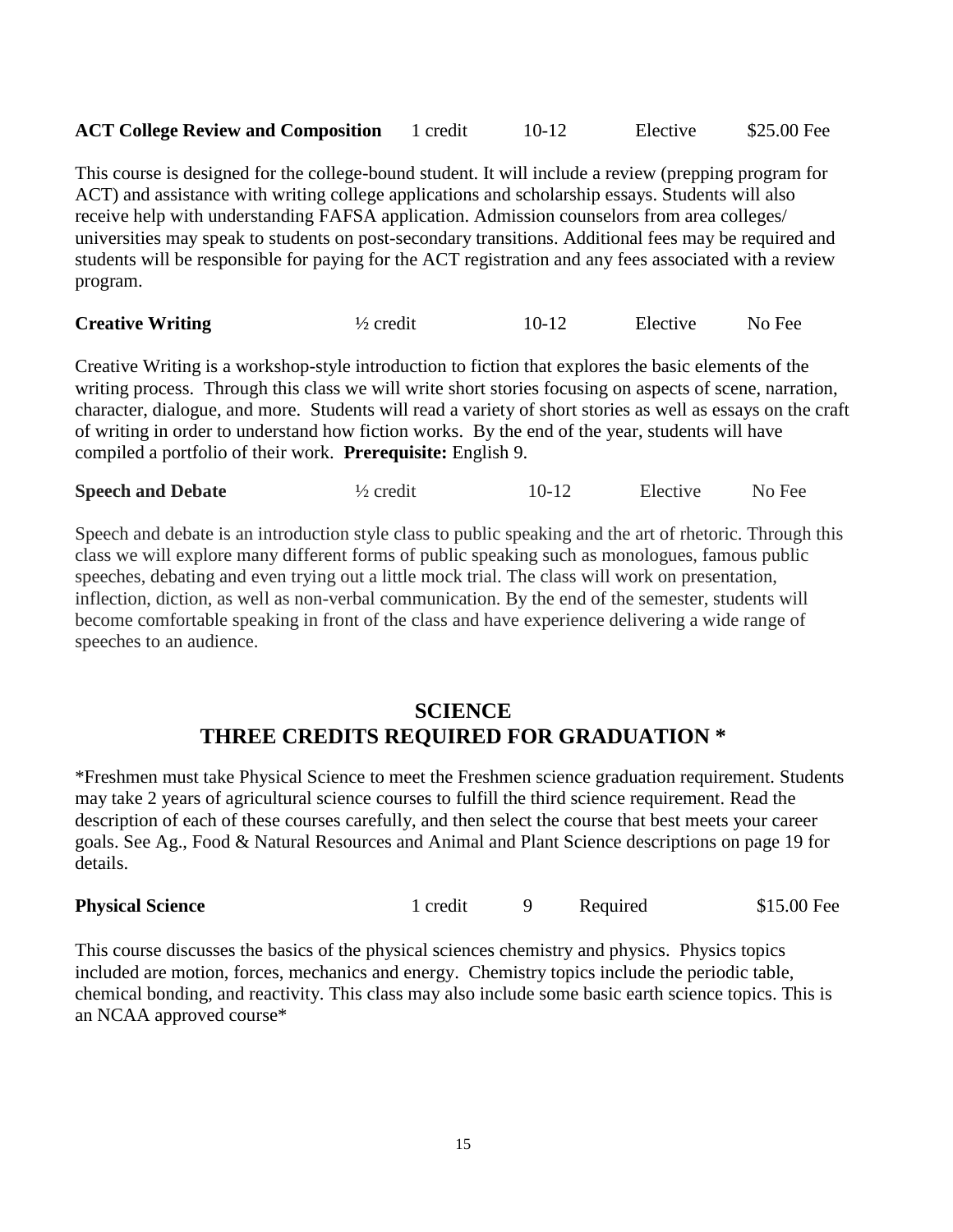**ACT College Review and Composition** 1 credit 10-12 Elective $25.00 Fee

This course is designed for the college-bound student. It will include a review (prepping program for ACT) and assistance with writing college applications and scholarship essays. Students will also receive help with understanding FAFSA application. Admission counselors from area colleges/ universities may speak to students on post-secondary transitions. Additional fees may be required and students will be responsible for paying for the ACT registration and any fees associated with a review program.

**Creative Writing** ½ credit 10-12 Elective No Fee

Creative Writing is a workshop-style introduction to fiction that explores the basic elements of the writing process. Through this class we will write short stories focusing on aspects of scene, narration, character, dialogue, and more. Students will read a variety of short stories as well as essays on the craft of writing in order to understand how fiction works. By the end of the year, students will have compiled a portfolio of their work. **Prerequisite:** English 9.

**Speech and Debate** ½ credit 10-12 Elective No Fee

Speech and debate is an introduction style class to public speaking and the art of rhetoric. Through this class we will explore many different forms of public speaking such as monologues, famous public speeches, debating and even trying out a little mock trial. The class will work on presentation, inflection, diction, as well as non-verbal communication. By the end of the semester, students will become comfortable speaking in front of the class and have experience delivering a wide range of speeches to an audience.

## SCIENCE
## THREE CREDITS REQUIRED FOR GRADUATION *

*Freshmen must take Physical Science to meet the Freshmen science graduation requirement. Students may take 2 years of agricultural science courses to fulfill the third science requirement. Read the description of each of these courses carefully, and then select the course that best meets your career goals. See Ag., Food & Natural Resources and Animal and Plant Science descriptions on page 19 for details.

**Physical Science** 1 credit 9 Required $15.00 Fee

This course discusses the basics of the physical sciences chemistry and physics. Physics topics included are motion, forces, mechanics and energy. Chemistry topics include the periodic table, chemical bonding, and reactivity. This class may also include some basic earth science topics. This is an NCAA approved course*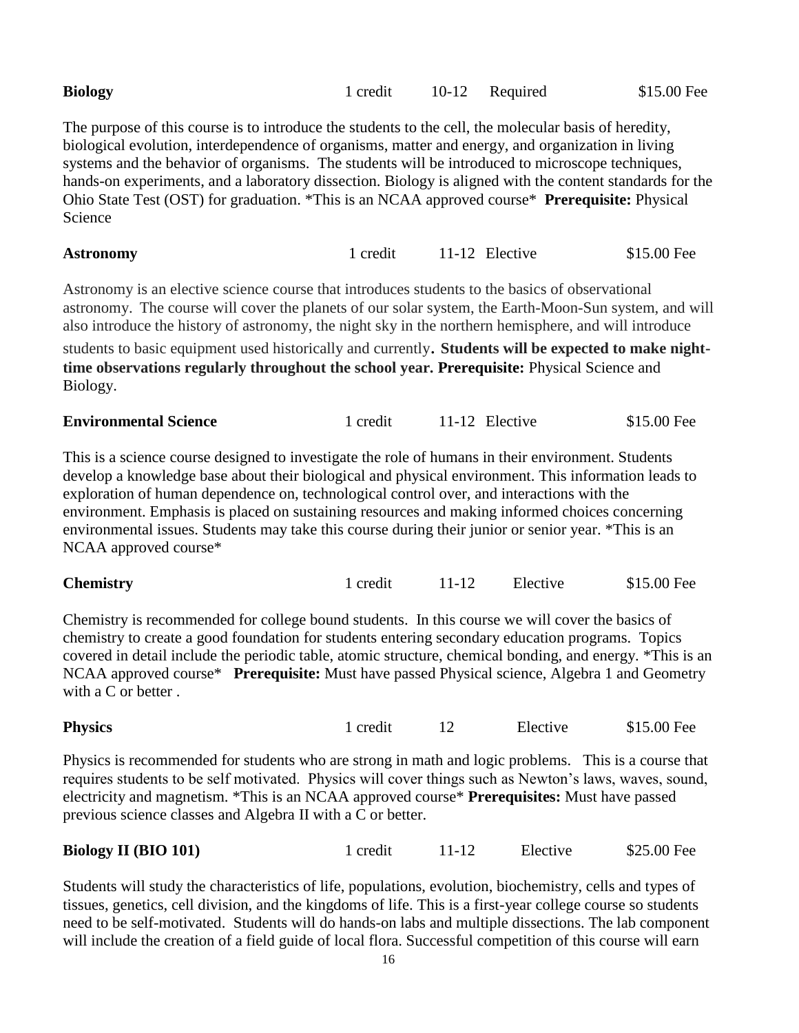**Biology** 1 credit 10-12 Required $15.00 Fee

The purpose of this course is to introduce the students to the cell, the molecular basis of heredity, biological evolution, interdependence of organisms, matter and energy, and organization in living systems and the behavior of organisms. The students will be introduced to microscope techniques, hands-on experiments, and a laboratory dissection. Biology is aligned with the content standards for the Ohio State Test (OST) for graduation. *This is an NCAA approved course* **Prerequisite:** Physical Science

**Astronomy** 1 credit 11-12 Elective $15.00 Fee

Astronomy is an elective science course that introduces students to the basics of observational astronomy. The course will cover the planets of our solar system, the Earth-Moon-Sun system, and will also introduce the history of astronomy, the night sky in the northern hemisphere, and will introduce students to basic equipment used historically and currently**. Students will be expected to make night-time observations regularly throughout the school year. Prerequisite:** Physical Science and Biology.

**Environmental Science** 1 credit 11-12 Elective $15.00 Fee

This is a science course designed to investigate the role of humans in their environment. Students develop a knowledge base about their biological and physical environment. This information leads to exploration of human dependence on, technological control over, and interactions with the environment. Emphasis is placed on sustaining resources and making informed choices concerning environmental issues. Students may take this course during their junior or senior year. *This is an NCAA approved course*

**Chemistry** 1 credit 11-12 Elective $15.00 Fee

Chemistry is recommended for college bound students. In this course we will cover the basics of chemistry to create a good foundation for students entering secondary education programs. Topics covered in detail include the periodic table, atomic structure, chemical bonding, and energy. *This is an NCAA approved course* **Prerequisite:** Must have passed Physical science, Algebra 1 and Geometry with a C or better .

**Physics** 1 credit 12 Elective $15.00 Fee

Physics is recommended for students who are strong in math and logic problems. This is a course that requires students to be self motivated. Physics will cover things such as Newton's laws, waves, sound, electricity and magnetism. *This is an NCAA approved course* **Prerequisites:** Must have passed previous science classes and Algebra II with a C or better.

**Biology II (BIO 101)** 1 credit 11-12 Elective $25.00 Fee

Students will study the characteristics of life, populations, evolution, biochemistry, cells and types of tissues, genetics, cell division, and the kingdoms of life. This is a first-year college course so students need to be self-motivated. Students will do hands-on labs and multiple dissections. The lab component will include the creation of a field guide of local flora. Successful competition of this course will earn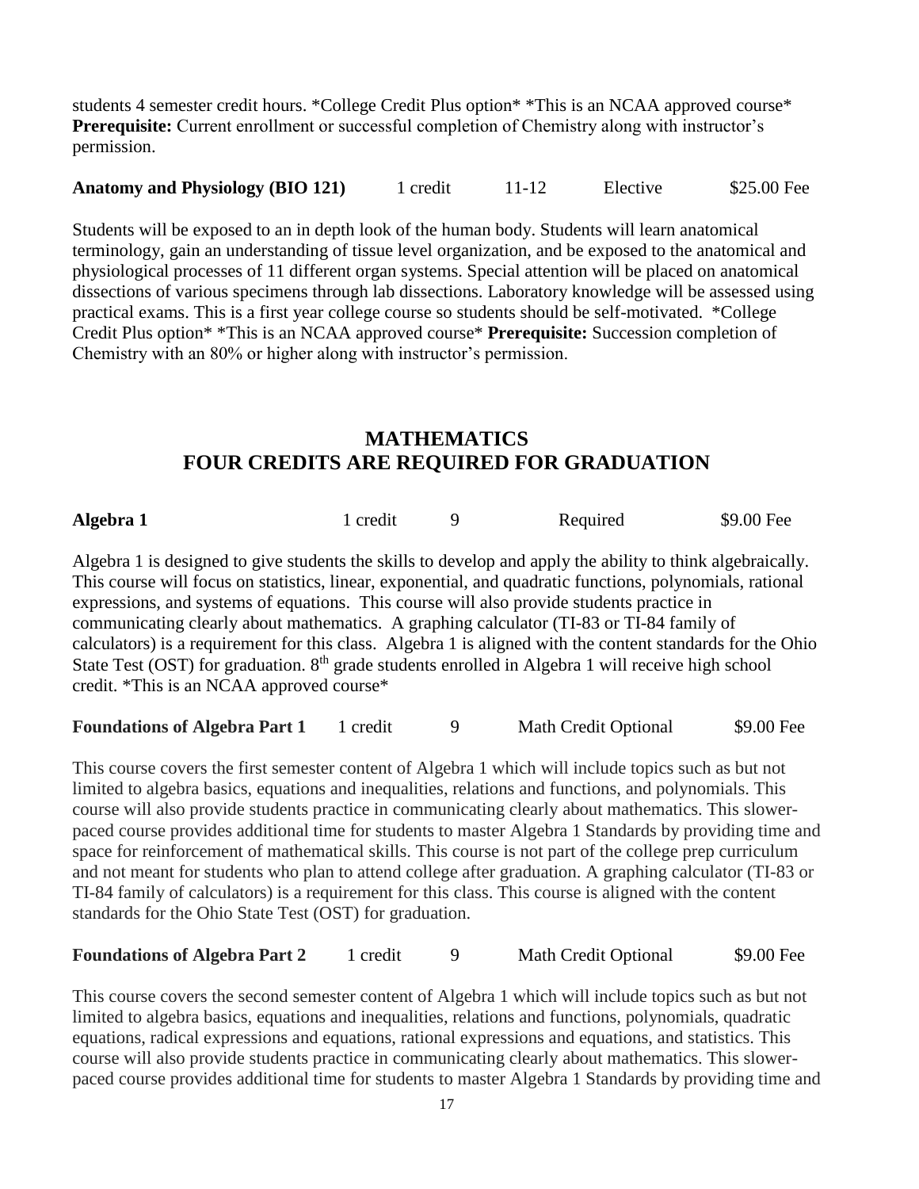students 4 semester credit hours. *College Credit Plus option* *This is an NCAA approved course* **Prerequisite:** Current enrollment or successful completion of Chemistry along with instructor's permission.

| **Anatomy and Physiology (BIO 121)** | 1 credit | 11-12 | Elective | $25.00 Fee |
|---|---|---|---|---|

Students will be exposed to an in depth look of the human body. Students will learn anatomical terminology, gain an understanding of tissue level organization, and be exposed to the anatomical and physiological processes of 11 different organ systems. Special attention will be placed on anatomical dissections of various specimens through lab dissections. Laboratory knowledge will be assessed using practical exams. This is a first year college course so students should be self-motivated. *College Credit Plus option* *This is an NCAA approved course* **Prerequisite:** Succession completion of Chemistry with an 80% or higher along with instructor's permission.

## MATHEMATICS
## FOUR CREDITS ARE REQUIRED FOR GRADUATION

| **Algebra 1** | 1 credit | 9 | Required | $9.00 Fee |
|---|---|---|---|---|

Algebra 1 is designed to give students the skills to develop and apply the ability to think algebraically. This course will focus on statistics, linear, exponential, and quadratic functions, polynomials, rational expressions, and systems of equations. This course will also provide students practice in communicating clearly about mathematics. A graphing calculator (TI-83 or TI-84 family of calculators) is a requirement for this class. Algebra 1 is aligned with the content standards for the Ohio State Test (OST) for graduation. 8th grade students enrolled in Algebra 1 will receive high school credit. *This is an NCAA approved course*

| **Foundations of Algebra Part 1** | 1 credit | 9 | Math Credit Optional | $9.00 Fee |
|---|---|---|---|---|

This course covers the first semester content of Algebra 1 which will include topics such as but not limited to algebra basics, equations and inequalities, relations and functions, and polynomials. This course will also provide students practice in communicating clearly about mathematics. This slower-paced course provides additional time for students to master Algebra 1 Standards by providing time and space for reinforcement of mathematical skills. This course is not part of the college prep curriculum and not meant for students who plan to attend college after graduation. A graphing calculator (TI-83 or TI-84 family of calculators) is a requirement for this class. This course is aligned with the content standards for the Ohio State Test (OST) for graduation.

| **Foundations of Algebra Part 2** | 1 credit | 9 | Math Credit Optional | $9.00 Fee |
|---|---|---|---|---|

This course covers the second semester content of Algebra 1 which will include topics such as but not limited to algebra basics, equations and inequalities, relations and functions, polynomials, quadratic equations, radical expressions and equations, rational expressions and equations, and statistics. This course will also provide students practice in communicating clearly about mathematics. This slower-paced course provides additional time for students to master Algebra 1 Standards by providing time and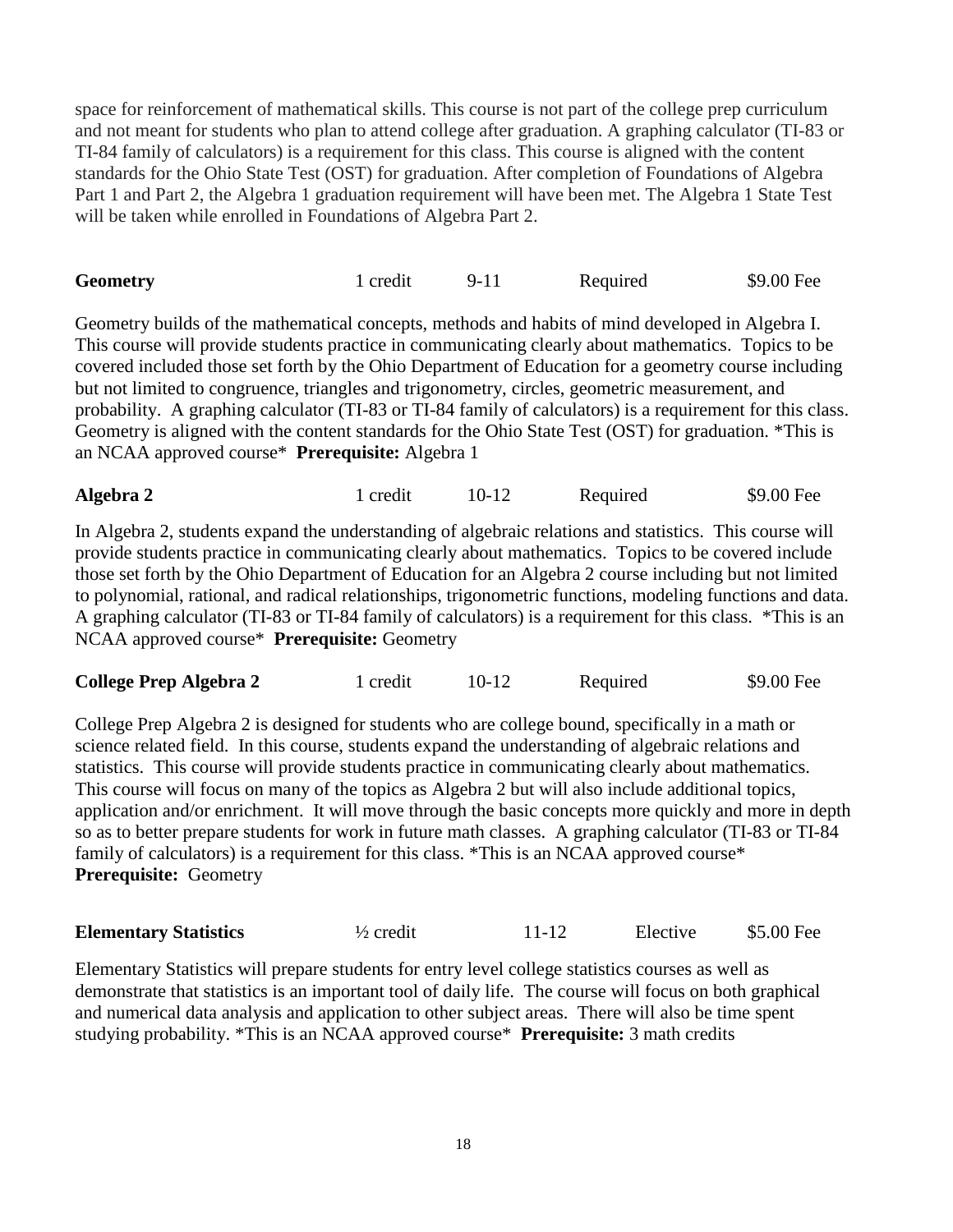space for reinforcement of mathematical skills. This course is not part of the college prep curriculum and not meant for students who plan to attend college after graduation. A graphing calculator (TI-83 or TI-84 family of calculators) is a requirement for this class. This course is aligned with the content standards for the Ohio State Test (OST) for graduation. After completion of Foundations of Algebra Part 1 and Part 2, the Algebra 1 graduation requirement will have been met. The Algebra 1 State Test will be taken while enrolled in Foundations of Algebra Part 2.

| **Geometry** | 1 credit | 9-11 | Required | $9.00 Fee |
|---|---|---|---|---|

Geometry builds of the mathematical concepts, methods and habits of mind developed in Algebra I. This course will provide students practice in communicating clearly about mathematics. Topics to be covered included those set forth by the Ohio Department of Education for a geometry course including but not limited to congruence, triangles and trigonometry, circles, geometric measurement, and probability. A graphing calculator (TI-83 or TI-84 family of calculators) is a requirement for this class. Geometry is aligned with the content standards for the Ohio State Test (OST) for graduation. *This is an NCAA approved course* **Prerequisite:** Algebra 1

| **Algebra 2** | 1 credit | 10-12 | Required | $9.00 Fee |
|---|---|---|---|---|

In Algebra 2, students expand the understanding of algebraic relations and statistics. This course will provide students practice in communicating clearly about mathematics. Topics to be covered include those set forth by the Ohio Department of Education for an Algebra 2 course including but not limited to polynomial, rational, and radical relationships, trigonometric functions, modeling functions and data. A graphing calculator (TI-83 or TI-84 family of calculators) is a requirement for this class. *This is an NCAA approved course* **Prerequisite:** Geometry

| **College Prep Algebra 2** | 1 credit | 10-12 | Required | $9.00 Fee |
|---|---|---|---|---|

College Prep Algebra 2 is designed for students who are college bound, specifically in a math or science related field. In this course, students expand the understanding of algebraic relations and statistics. This course will provide students practice in communicating clearly about mathematics. This course will focus on many of the topics as Algebra 2 but will also include additional topics, application and/or enrichment. It will move through the basic concepts more quickly and more in depth so as to better prepare students for work in future math classes. A graphing calculator (TI-83 or TI-84 family of calculators) is a requirement for this class. *This is an NCAA approved course* **Prerequisite:** Geometry

| **Elementary Statistics** | ½ credit | 11-12 | Elective | $5.00 Fee |
|---|---|---|---|---|

Elementary Statistics will prepare students for entry level college statistics courses as well as demonstrate that statistics is an important tool of daily life. The course will focus on both graphical and numerical data analysis and application to other subject areas. There will also be time spent studying probability. *This is an NCAA approved course* **Prerequisite:** 3 math credits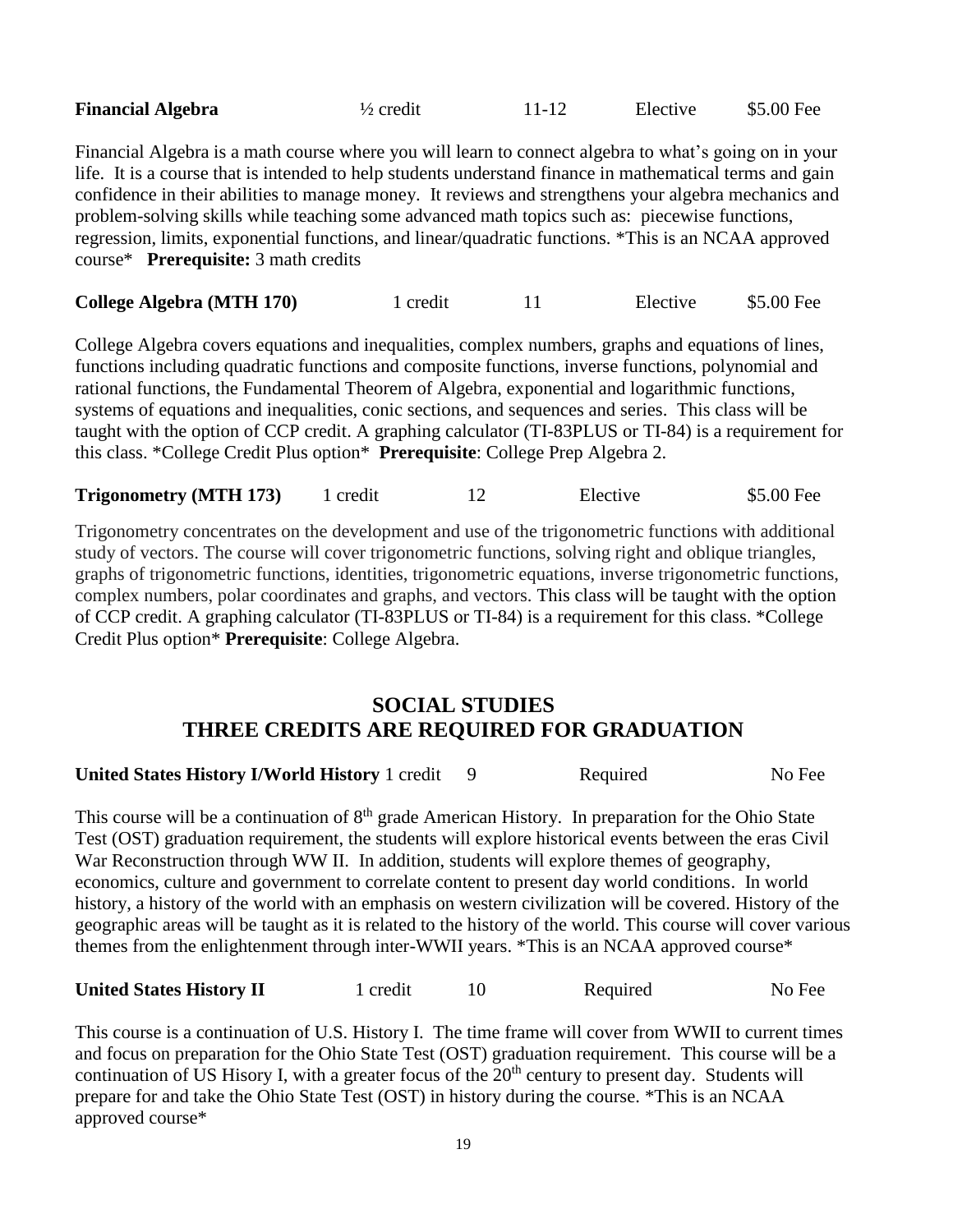| **Financial Algebra** | ½ credit | 11-12 | Elective | $5.00 Fee |
|---|---|---|---|---|

Financial Algebra is a math course where you will learn to connect algebra to what's going on in your life. It is a course that is intended to help students understand finance in mathematical terms and gain confidence in their abilities to manage money. It reviews and strengthens your algebra mechanics and problem-solving skills while teaching some advanced math topics such as: piecewise functions, regression, limits, exponential functions, and linear/quadratic functions. *This is an NCAA approved course* **Prerequisite:** 3 math credits

| **College Algebra (MTH 170)** | 1 credit | 11 | Elective | $5.00 Fee |
|---|---|---|---|---|

College Algebra covers equations and inequalities, complex numbers, graphs and equations of lines, functions including quadratic functions and composite functions, inverse functions, polynomial and rational functions, the Fundamental Theorem of Algebra, exponential and logarithmic functions, systems of equations and inequalities, conic sections, and sequences and series. This class will be taught with the option of CCP credit. A graphing calculator (TI-83PLUS or TI-84) is a requirement for this class. *College Credit Plus option* **Prerequisite**: College Prep Algebra 2.

| **Trigonometry (MTH 173)** | 1 credit | 12 | Elective | $5.00 Fee |
|---|---|---|---|---|

Trigonometry concentrates on the development and use of the trigonometric functions with additional study of vectors. The course will cover trigonometric functions, solving right and oblique triangles, graphs of trigonometric functions, identities, trigonometric equations, inverse trigonometric functions, complex numbers, polar coordinates and graphs, and vectors. This class will be taught with the option of CCP credit. A graphing calculator (TI-83PLUS or TI-84) is a requirement for this class. *College Credit Plus option* **Prerequisite**: College Algebra.

## SOCIAL STUDIES
## THREE CREDITS ARE REQUIRED FOR GRADUATION

| **United States History I/World History** | 1 credit | 9 | Required | No Fee |
|---|---|---|---|---|

This course will be a continuation of 8th grade American History. In preparation for the Ohio State Test (OST) graduation requirement, the students will explore historical events between the eras Civil War Reconstruction through WW II. In addition, students will explore themes of geography, economics, culture and government to correlate content to present day world conditions. In world history, a history of the world with an emphasis on western civilization will be covered. History of the geographic areas will be taught as it is related to the history of the world. This course will cover various themes from the enlightenment through inter-WWII years. *This is an NCAA approved course*

| **United States History II** | 1 credit | 10 | Required | No Fee |
|---|---|---|---|---|

This course is a continuation of U.S. History I. The time frame will cover from WWII to current times and focus on preparation for the Ohio State Test (OST) graduation requirement. This course will be a continuation of US Hisory I, with a greater focus of the 20th century to present day. Students will prepare for and take the Ohio State Test (OST) in history during the course. *This is an NCAA approved course*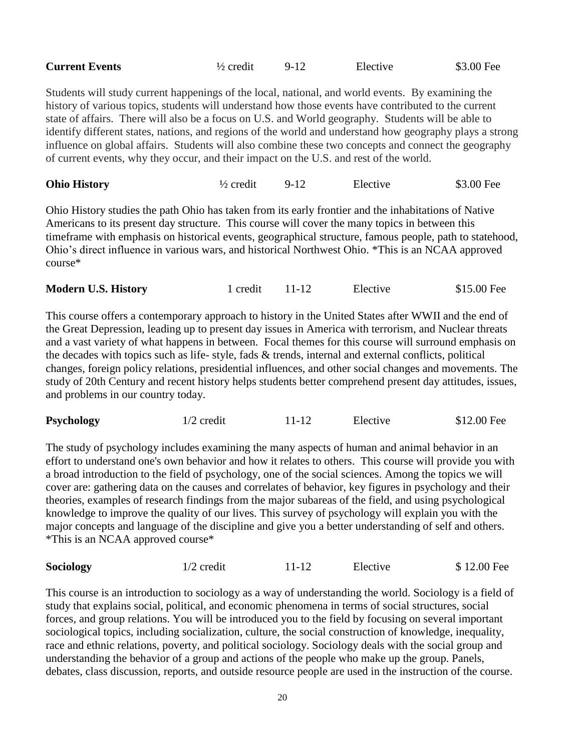| **Current Events** | ½ credit | 9-12 | Elective | $3.00 Fee |
|---|---|---|---|---|

Students will study current happenings of the local, national, and world events. By examining the history of various topics, students will understand how those events have contributed to the current state of affairs. There will also be a focus on U.S. and World geography. Students will be able to identify different states, nations, and regions of the world and understand how geography plays a strong influence on global affairs. Students will also combine these two concepts and connect the geography of current events, why they occur, and their impact on the U.S. and rest of the world.

| **Ohio History** | ½ credit | 9-12 | Elective | $3.00 Fee |
|---|---|---|---|---|

Ohio History studies the path Ohio has taken from its early frontier and the inhabitations of Native Americans to its present day structure. This course will cover the many topics in between this timeframe with emphasis on historical events, geographical structure, famous people, path to statehood, Ohio's direct influence in various wars, and historical Northwest Ohio. *This is an NCAA approved course*

| **Modern U.S. History** | 1 credit | 11-12 | Elective | $15.00 Fee |
|---|---|---|---|---|

This course offers a contemporary approach to history in the United States after WWII and the end of the Great Depression, leading up to present day issues in America with terrorism, and Nuclear threats and a vast variety of what happens in between. Focal themes for this course will surround emphasis on the decades with topics such as life- style, fads & trends, internal and external conflicts, political changes, foreign policy relations, presidential influences, and other social changes and movements. The study of 20th Century and recent history helps students better comprehend present day attitudes, issues, and problems in our country today.

| **Psychology** | 1/2 credit | 11-12 | Elective | $12.00 Fee |
|---|---|---|---|---|

The study of psychology includes examining the many aspects of human and animal behavior in an effort to understand one's own behavior and how it relates to others. This course will provide you with a broad introduction to the field of psychology, one of the social sciences. Among the topics we will cover are: gathering data on the causes and correlates of behavior, key figures in psychology and their theories, examples of research findings from the major subareas of the field, and using psychological knowledge to improve the quality of our lives. This survey of psychology will explain you with the major concepts and language of the discipline and give you a better understanding of self and others. *This is an NCAA approved course*

| **Sociology** | 1/2 credit | 11-12 | Elective | $ 12.00 Fee |
|---|---|---|---|---|

This course is an introduction to sociology as a way of understanding the world. Sociology is a field of study that explains social, political, and economic phenomena in terms of social structures, social forces, and group relations. You will be introduced you to the field by focusing on several important sociological topics, including socialization, culture, the social construction of knowledge, inequality, race and ethnic relations, poverty, and political sociology. Sociology deals with the social group and understanding the behavior of a group and actions of the people who make up the group. Panels, debates, class discussion, reports, and outside resource people are used in the instruction of the course.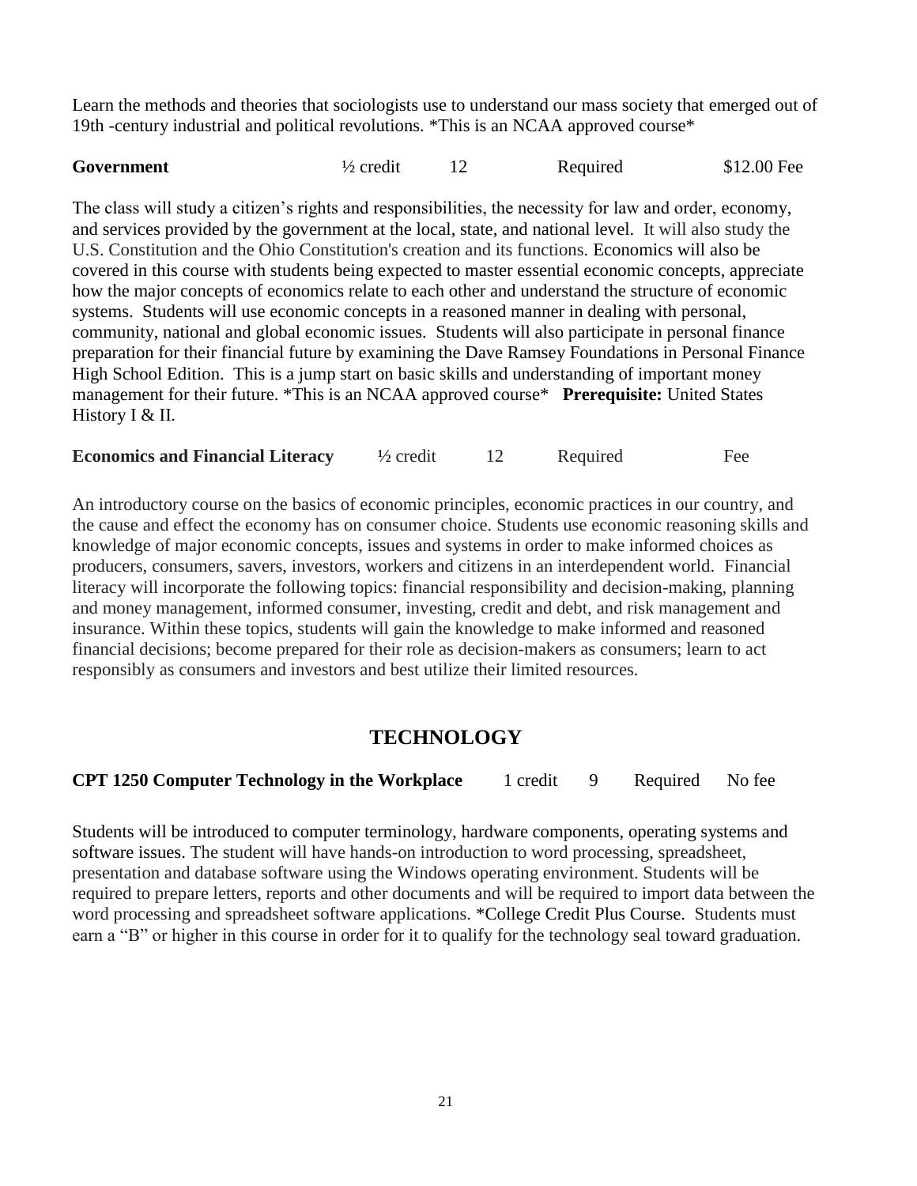Learn the methods and theories that sociologists use to understand our mass society that emerged out of 19th -century industrial and political revolutions. *This is an NCAA approved course*

| **Government** | ½ credit | 12 | Required | $12.00 Fee |
|---|---|---|---|---|

The class will study a citizen's rights and responsibilities, the necessity for law and order, economy, and services provided by the government at the local, state, and national level. It will also study the U.S. Constitution and the Ohio Constitution's creation and its functions. Economics will also be covered in this course with students being expected to master essential economic concepts, appreciate how the major concepts of economics relate to each other and understand the structure of economic systems. Students will use economic concepts in a reasoned manner in dealing with personal, community, national and global economic issues. Students will also participate in personal finance preparation for their financial future by examining the Dave Ramsey Foundations in Personal Finance High School Edition. This is a jump start on basic skills and understanding of important money management for their future. *This is an NCAA approved course* **Prerequisite:** United States History I & II.

| **Economics and Financial Literacy** | ½ credit | 12 | Required | Fee |
|---|---|---|---|---|

An introductory course on the basics of economic principles, economic practices in our country, and the cause and effect the economy has on consumer choice. Students use economic reasoning skills and knowledge of major economic concepts, issues and systems in order to make informed choices as producers, consumers, savers, investors, workers and citizens in an interdependent world. Financial literacy will incorporate the following topics: financial responsibility and decision-making, planning and money management, informed consumer, investing, credit and debt, and risk management and insurance. Within these topics, students will gain the knowledge to make informed and reasoned financial decisions; become prepared for their role as decision-makers as consumers; learn to act responsibly as consumers and investors and best utilize their limited resources.

## TECHNOLOGY

| **CPT 1250 Computer Technology in the Workplace** | 1 credit | 9 | Required | No fee |
|---|---|---|---|---|

Students will be introduced to computer terminology, hardware components, operating systems and software issues. The student will have hands-on introduction to word processing, spreadsheet, presentation and database software using the Windows operating environment. Students will be required to prepare letters, reports and other documents and will be required to import data between the word processing and spreadsheet software applications. *College Credit Plus Course. Students must earn a "B" or higher in this course in order for it to qualify for the technology seal toward graduation.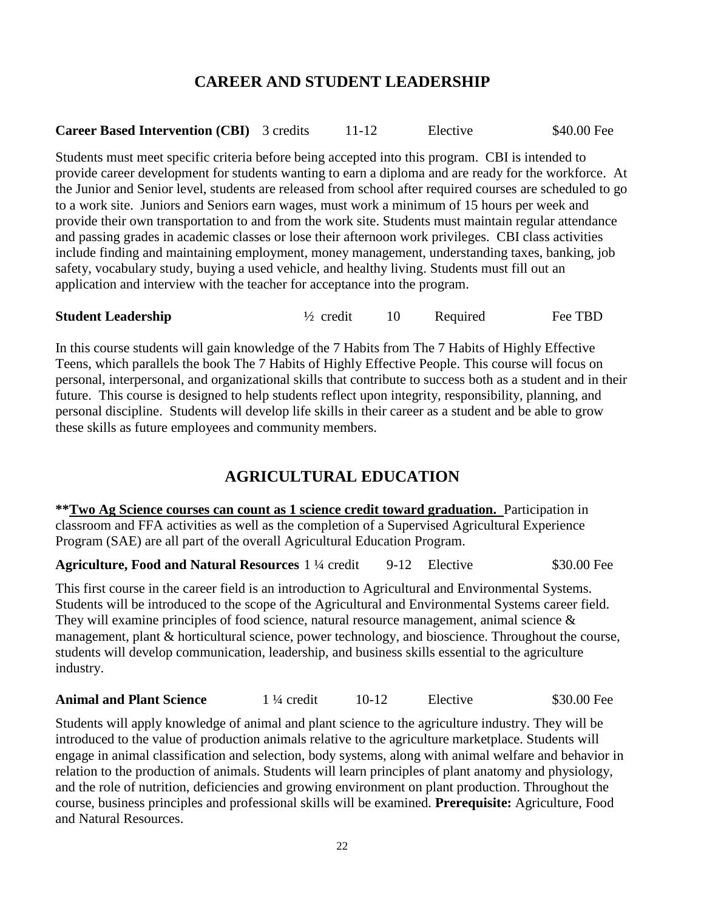## CAREER AND STUDENT LEADERSHIP

**Career Based Intervention (CBI)** 3 credits 11-12 Elective $40.00 Fee

Students must meet specific criteria before being accepted into this program. CBI is intended to provide career development for students wanting to earn a diploma and are ready for the workforce. At the Junior and Senior level, students are released from school after required courses are scheduled to go to a work site. Juniors and Seniors earn wages, must work a minimum of 15 hours per week and provide their own transportation to and from the work site. Students must maintain regular attendance and passing grades in academic classes or lose their afternoon work privileges. CBI class activities include finding and maintaining employment, money management, understanding taxes, banking, job safety, vocabulary study, buying a used vehicle, and healthy living. Students must fill out an application and interview with the teacher for acceptance into the program.

**Student Leadership** ½ credit 10 Required Fee TBD

In this course students will gain knowledge of the 7 Habits from The 7 Habits of Highly Effective Teens, which parallels the book The 7 Habits of Highly Effective People. This course will focus on personal, interpersonal, and organizational skills that contribute to success both as a student and in their future. This course is designed to help students reflect upon integrity, responsibility, planning, and personal discipline. Students will develop life skills in their career as a student and be able to grow these skills as future employees and community members.

## AGRICULTURAL EDUCATION

**\*\*<u>Two Ag Science courses can count as 1 science credit toward graduation.</u>** Participation in classroom and FFA activities as well as the completion of a Supervised Agricultural Experience Program (SAE) are all part of the overall Agricultural Education Program.

**Agriculture, Food and Natural Resources** 1 ¼ credit 9-12 Elective $30.00 Fee

This first course in the career field is an introduction to Agricultural and Environmental Systems. Students will be introduced to the scope of the Agricultural and Environmental Systems career field. They will examine principles of food science, natural resource management, animal science & management, plant & horticultural science, power technology, and bioscience. Throughout the course, students will develop communication, leadership, and business skills essential to the agriculture industry.

**Animal and Plant Science** 1 ¼ credit 10-12 Elective $30.00 Fee

Students will apply knowledge of animal and plant science to the agriculture industry. They will be introduced to the value of production animals relative to the agriculture marketplace. Students will engage in animal classification and selection, body systems, along with animal welfare and behavior in relation to the production of animals. Students will learn principles of plant anatomy and physiology, and the role of nutrition, deficiencies and growing environment on plant production. Throughout the course, business principles and professional skills will be examined. **Prerequisite:** Agriculture, Food and Natural Resources.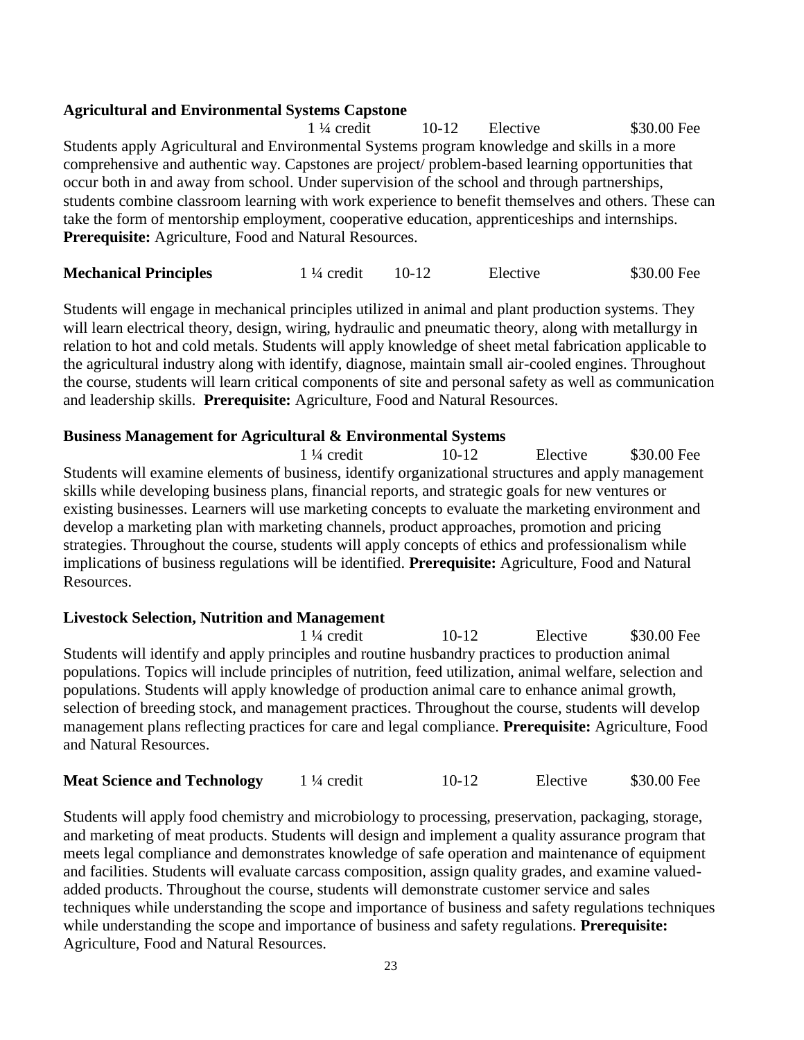**Agricultural and Environmental Systems Capstone**

1 ¼ credit    10-12    Elective    $30.00 Fee

Students apply Agricultural and Environmental Systems program knowledge and skills in a more comprehensive and authentic way. Capstones are project/ problem-based learning opportunities that occur both in and away from school. Under supervision of the school and through partnerships, students combine classroom learning with work experience to benefit themselves and others. These can take the form of mentorship employment, cooperative education, apprenticeships and internships. **Prerequisite:** Agriculture, Food and Natural Resources.

**Mechanical Principles**    1 ¼ credit    10-12    Elective    $30.00 Fee

Students will engage in mechanical principles utilized in animal and plant production systems. They will learn electrical theory, design, wiring, hydraulic and pneumatic theory, along with metallurgy in relation to hot and cold metals. Students will apply knowledge of sheet metal fabrication applicable to the agricultural industry along with identify, diagnose, maintain small air-cooled engines. Throughout the course, students will learn critical components of site and personal safety as well as communication and leadership skills. **Prerequisite:** Agriculture, Food and Natural Resources.

**Business Management for Agricultural & Environmental Systems**

1 ¼ credit    10-12    Elective    $30.00 Fee

Students will examine elements of business, identify organizational structures and apply management skills while developing business plans, financial reports, and strategic goals for new ventures or existing businesses. Learners will use marketing concepts to evaluate the marketing environment and develop a marketing plan with marketing channels, product approaches, promotion and pricing strategies. Throughout the course, students will apply concepts of ethics and professionalism while implications of business regulations will be identified. **Prerequisite:** Agriculture, Food and Natural Resources.

**Livestock Selection, Nutrition and Management**

1 ¼ credit    10-12    Elective    $30.00 Fee

Students will identify and apply principles and routine husbandry practices to production animal populations. Topics will include principles of nutrition, feed utilization, animal welfare, selection and populations. Students will apply knowledge of production animal care to enhance animal growth, selection of breeding stock, and management practices. Throughout the course, students will develop management plans reflecting practices for care and legal compliance. **Prerequisite:** Agriculture, Food and Natural Resources.

**Meat Science and Technology**    1 ¼ credit    10-12    Elective    $30.00 Fee

Students will apply food chemistry and microbiology to processing, preservation, packaging, storage, and marketing of meat products. Students will design and implement a quality assurance program that meets legal compliance and demonstrates knowledge of safe operation and maintenance of equipment and facilities. Students will evaluate carcass composition, assign quality grades, and examine valued-added products. Throughout the course, students will demonstrate customer service and sales techniques while understanding the scope and importance of business and safety regulations techniques while understanding the scope and importance of business and safety regulations. **Prerequisite:** Agriculture, Food and Natural Resources.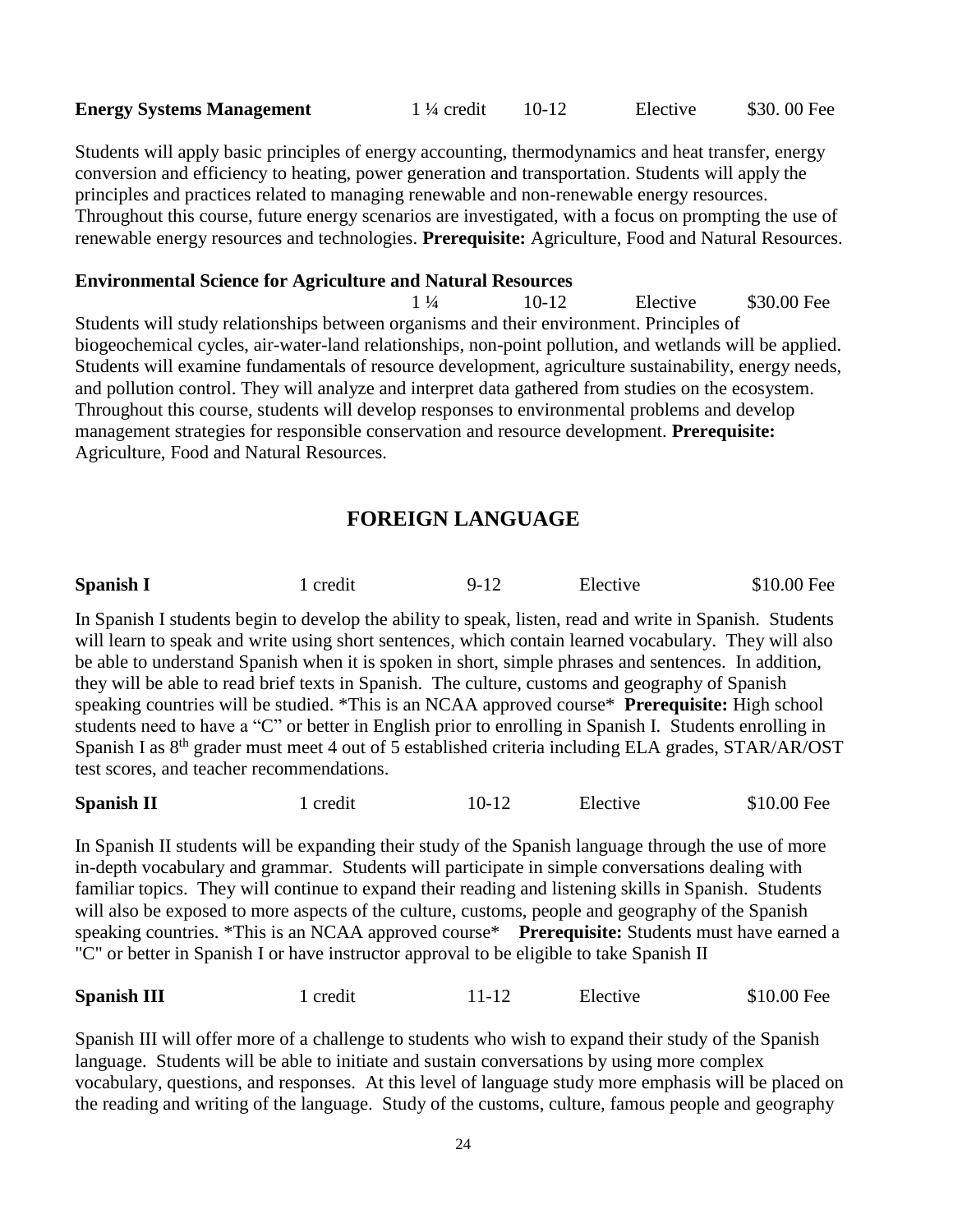**Energy Systems Management** 1 ¼ credit 10-12 Elective $30. 00 Fee

Students will apply basic principles of energy accounting, thermodynamics and heat transfer, energy conversion and efficiency to heating, power generation and transportation. Students will apply the principles and practices related to managing renewable and non-renewable energy resources. Throughout this course, future energy scenarios are investigated, with a focus on prompting the use of renewable energy resources and technologies. **Prerequisite:** Agriculture, Food and Natural Resources.

**Environmental Science for Agriculture and Natural Resources**
1 ¼ 10-12 Elective $30.00 Fee

Students will study relationships between organisms and their environment. Principles of biogeochemical cycles, air-water-land relationships, non-point pollution, and wetlands will be applied. Students will examine fundamentals of resource development, agriculture sustainability, energy needs, and pollution control. They will analyze and interpret data gathered from studies on the ecosystem. Throughout this course, students will develop responses to environmental problems and develop management strategies for responsible conservation and resource development. **Prerequisite:** Agriculture, Food and Natural Resources.

## FOREIGN LANGUAGE

**Spanish I** 1 credit 9-12 Elective $10.00 Fee

In Spanish I students begin to develop the ability to speak, listen, read and write in Spanish. Students will learn to speak and write using short sentences, which contain learned vocabulary. They will also be able to understand Spanish when it is spoken in short, simple phrases and sentences. In addition, they will be able to read brief texts in Spanish. The culture, customs and geography of Spanish speaking countries will be studied. *This is an NCAA approved course* **Prerequisite:** High school students need to have a "C" or better in English prior to enrolling in Spanish I. Students enrolling in Spanish I as 8th grader must meet 4 out of 5 established criteria including ELA grades, STAR/AR/OST test scores, and teacher recommendations.

**Spanish II** 1 credit 10-12 Elective $10.00 Fee

In Spanish II students will be expanding their study of the Spanish language through the use of more in-depth vocabulary and grammar. Students will participate in simple conversations dealing with familiar topics. They will continue to expand their reading and listening skills in Spanish. Students will also be exposed to more aspects of the culture, customs, people and geography of the Spanish speaking countries. *This is an NCAA approved course* **Prerequisite:** Students must have earned a "C" or better in Spanish I or have instructor approval to be eligible to take Spanish II

**Spanish III** 1 credit 11-12 Elective $10.00 Fee

Spanish III will offer more of a challenge to students who wish to expand their study of the Spanish language. Students will be able to initiate and sustain conversations by using more complex vocabulary, questions, and responses. At this level of language study more emphasis will be placed on the reading and writing of the language. Study of the customs, culture, famous people and geography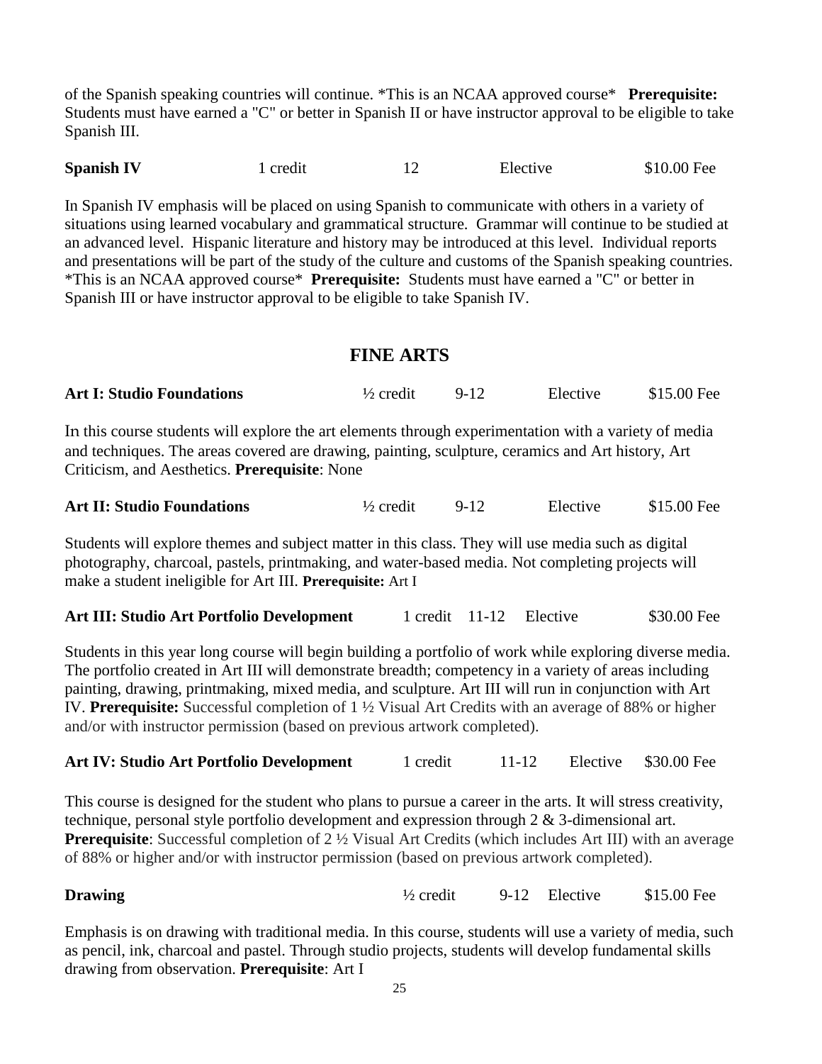of the Spanish speaking countries will continue. *This is an NCAA approved course* **Prerequisite:** Students must have earned a "C" or better in Spanish II or have instructor approval to be eligible to take Spanish III.

| **Spanish IV** | 1 credit | 12 | Elective | $10.00 Fee |
|---|---|---|---|---|

In Spanish IV emphasis will be placed on using Spanish to communicate with others in a variety of situations using learned vocabulary and grammatical structure. Grammar will continue to be studied at an advanced level. Hispanic literature and history may be introduced at this level. Individual reports and presentations will be part of the study of the culture and customs of the Spanish speaking countries. *This is an NCAA approved course* **Prerequisite:** Students must have earned a "C" or better in Spanish III or have instructor approval to be eligible to take Spanish IV.

## FINE ARTS

| **Art I: Studio Foundations** | ½ credit | 9-12 | Elective | $15.00 Fee |
|---|---|---|---|---|

In this course students will explore the art elements through experimentation with a variety of media and techniques. The areas covered are drawing, painting, sculpture, ceramics and Art history, Art Criticism, and Aesthetics. **Prerequisite**: None

| **Art II: Studio Foundations** | ½ credit | 9-12 | Elective | $15.00 Fee |
|---|---|---|---|---|

Students will explore themes and subject matter in this class. They will use media such as digital photography, charcoal, pastels, printmaking, and water-based media. Not completing projects will make a student ineligible for Art III. **Prerequisite:** Art I

| **Art III: Studio Art Portfolio Development** | 1 credit | 11-12 | Elective | $30.00 Fee |
|---|---|---|---|---|

Students in this year long course will begin building a portfolio of work while exploring diverse media. The portfolio created in Art III will demonstrate breadth; competency in a variety of areas including painting, drawing, printmaking, mixed media, and sculpture. Art III will run in conjunction with Art IV. **Prerequisite:** Successful completion of 1 ½ Visual Art Credits with an average of 88% or higher and/or with instructor permission (based on previous artwork completed).

| **Art IV: Studio Art Portfolio Development** | 1 credit | 11-12 | Elective | $30.00 Fee |
|---|---|---|---|---|

This course is designed for the student who plans to pursue a career in the arts. It will stress creativity, technique, personal style portfolio development and expression through 2 & 3-dimensional art. **Prerequisite**: Successful completion of 2 ½ Visual Art Credits (which includes Art III) with an average of 88% or higher and/or with instructor permission (based on previous artwork completed).

| **Drawing** | ½ credit | 9-12 | Elective | $15.00 Fee |
|---|---|---|---|---|

Emphasis is on drawing with traditional media. In this course, students will use a variety of media, such as pencil, ink, charcoal and pastel. Through studio projects, students will develop fundamental skills drawing from observation. **Prerequisite**: Art I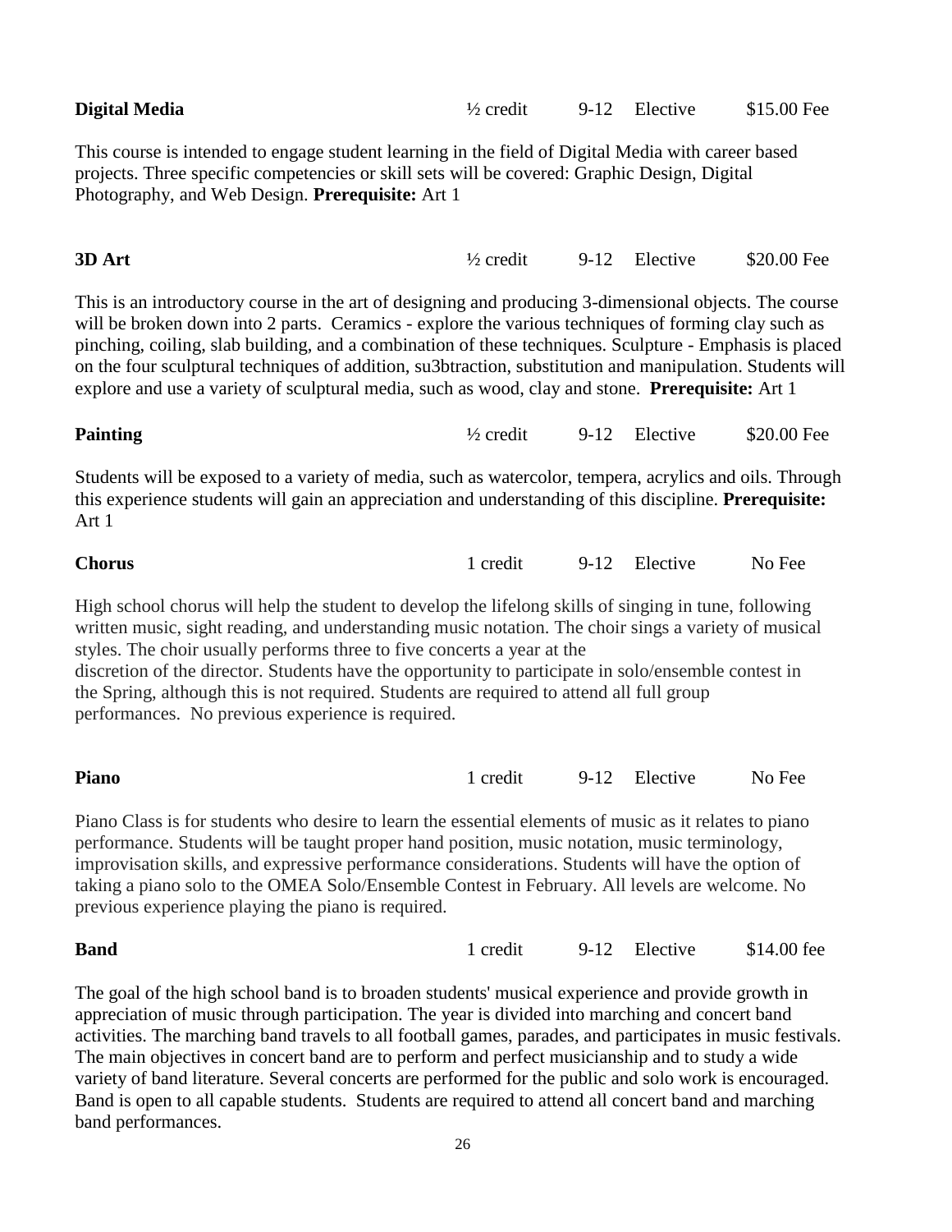**Digital Media** ½ credit 9-12 Elective $15.00 Fee

This course is intended to engage student learning in the field of Digital Media with career based projects. Three specific competencies or skill sets will be covered: Graphic Design, Digital Photography, and Web Design. **Prerequisite:** Art 1

**3D Art** ½ credit 9-12 Elective $20.00 Fee

This is an introductory course in the art of designing and producing 3-dimensional objects. The course will be broken down into 2 parts. Ceramics - explore the various techniques of forming clay such as pinching, coiling, slab building, and a combination of these techniques. Sculpture - Emphasis is placed on the four sculptural techniques of addition, su3btraction, substitution and manipulation. Students will explore and use a variety of sculptural media, such as wood, clay and stone. **Prerequisite:** Art 1

**Painting** ½ credit 9-12 Elective $20.00 Fee

Students will be exposed to a variety of media, such as watercolor, tempera, acrylics and oils. Through this experience students will gain an appreciation and understanding of this discipline. **Prerequisite:** Art 1

**Chorus** 1 credit 9-12 Elective No Fee

High school chorus will help the student to develop the lifelong skills of singing in tune, following written music, sight reading, and understanding music notation. The choir sings a variety of musical styles. The choir usually performs three to five concerts a year at the discretion of the director. Students have the opportunity to participate in solo/ensemble contest in the Spring, although this is not required. Students are required to attend all full group performances. No previous experience is required.

**Piano** 1 credit 9-12 Elective No Fee

Piano Class is for students who desire to learn the essential elements of music as it relates to piano performance. Students will be taught proper hand position, music notation, music terminology, improvisation skills, and expressive performance considerations. Students will have the option of taking a piano solo to the OMEA Solo/Ensemble Contest in February. All levels are welcome. No previous experience playing the piano is required.

**Band** 1 credit 9-12 Elective $14.00 fee

The goal of the high school band is to broaden students' musical experience and provide growth in appreciation of music through participation. The year is divided into marching and concert band activities. The marching band travels to all football games, parades, and participates in music festivals. The main objectives in concert band are to perform and perfect musicianship and to study a wide variety of band literature. Several concerts are performed for the public and solo work is encouraged. Band is open to all capable students. Students are required to attend all concert band and marching band performances.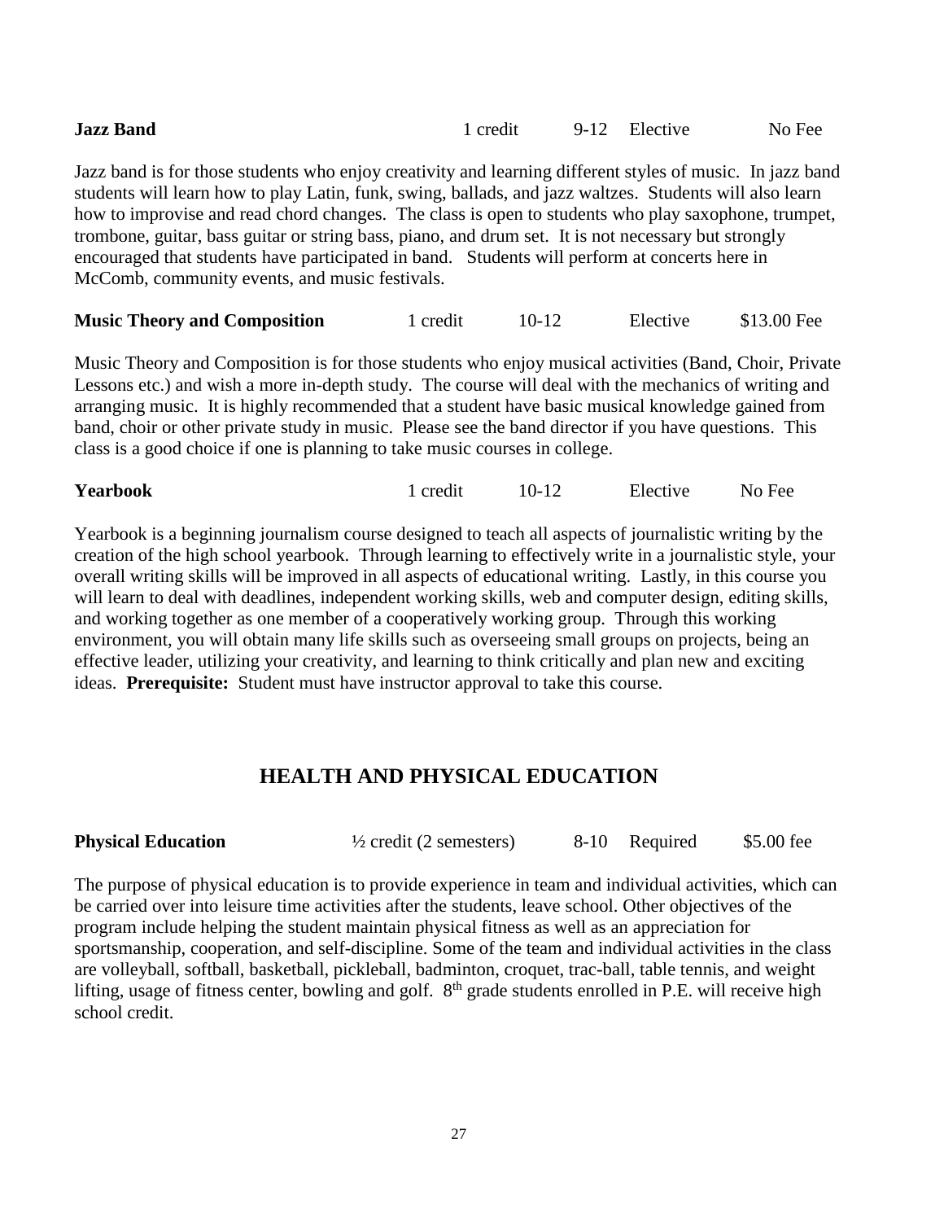**Jazz Band** 1 credit 9-12 Elective No Fee

Jazz band is for those students who enjoy creativity and learning different styles of music. In jazz band students will learn how to play Latin, funk, swing, ballads, and jazz waltzes. Students will also learn how to improvise and read chord changes. The class is open to students who play saxophone, trumpet, trombone, guitar, bass guitar or string bass, piano, and drum set. It is not necessary but strongly encouraged that students have participated in band. Students will perform at concerts here in McComb, community events, and music festivals.

**Music Theory and Composition** 1 credit 10-12 Elective $13.00 Fee

Music Theory and Composition is for those students who enjoy musical activities (Band, Choir, Private Lessons etc.) and wish a more in-depth study. The course will deal with the mechanics of writing and arranging music. It is highly recommended that a student have basic musical knowledge gained from band, choir or other private study in music. Please see the band director if you have questions. This class is a good choice if one is planning to take music courses in college.

**Yearbook** 1 credit 10-12 Elective No Fee

Yearbook is a beginning journalism course designed to teach all aspects of journalistic writing by the creation of the high school yearbook. Through learning to effectively write in a journalistic style, your overall writing skills will be improved in all aspects of educational writing. Lastly, in this course you will learn to deal with deadlines, independent working skills, web and computer design, editing skills, and working together as one member of a cooperatively working group. Through this working environment, you will obtain many life skills such as overseeing small groups on projects, being an effective leader, utilizing your creativity, and learning to think critically and plan new and exciting ideas. **Prerequisite:** Student must have instructor approval to take this course.

## HEALTH AND PHYSICAL EDUCATION

**Physical Education** ½ credit (2 semesters) 8-10 Required $5.00 fee

The purpose of physical education is to provide experience in team and individual activities, which can be carried over into leisure time activities after the students, leave school. Other objectives of the program include helping the student maintain physical fitness as well as an appreciation for sportsmanship, cooperation, and self-discipline. Some of the team and individual activities in the class are volleyball, softball, basketball, pickleball, badminton, croquet, trac-ball, table tennis, and weight lifting, usage of fitness center, bowling and golf. 8th grade students enrolled in P.E. will receive high school credit.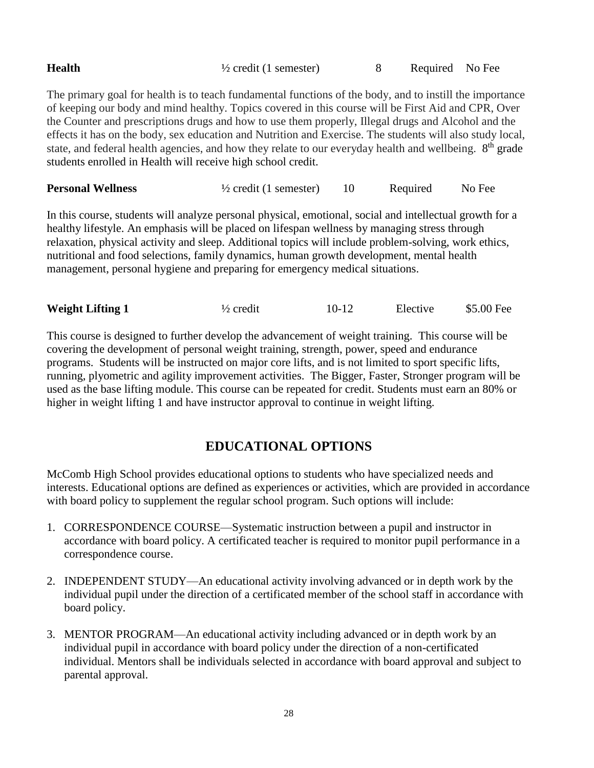| **Health** | ½ credit (1 semester) | 8 | Required | No Fee |
|---|---|---|---|---|

The primary goal for health is to teach fundamental functions of the body, and to instill the importance of keeping our body and mind healthy. Topics covered in this course will be First Aid and CPR, Over the Counter and prescriptions drugs and how to use them properly, Illegal drugs and Alcohol and the effects it has on the body, sex education and Nutrition and Exercise. The students will also study local, state, and federal health agencies, and how they relate to our everyday health and wellbeing. 8th grade students enrolled in Health will receive high school credit.

| **Personal Wellness** | ½ credit (1 semester) | 10 | Required | No Fee |
|---|---|---|---|---|

In this course, students will analyze personal physical, emotional, social and intellectual growth for a healthy lifestyle. An emphasis will be placed on lifespan wellness by managing stress through relaxation, physical activity and sleep. Additional topics will include problem-solving, work ethics, nutritional and food selections, family dynamics, human growth development, mental health management, personal hygiene and preparing for emergency medical situations.

| **Weight Lifting 1** | ½ credit | 10-12 | Elective | $5.00 Fee |
|---|---|---|---|---|

This course is designed to further develop the advancement of weight training. This course will be covering the development of personal weight training, strength, power, speed and endurance programs. Students will be instructed on major core lifts, and is not limited to sport specific lifts, running, plyometric and agility improvement activities. The Bigger, Faster, Stronger program will be used as the base lifting module. This course can be repeated for credit. Students must earn an 80% or higher in weight lifting 1 and have instructor approval to continue in weight lifting.

## EDUCATIONAL OPTIONS

McComb High School provides educational options to students who have specialized needs and interests. Educational options are defined as experiences or activities, which are provided in accordance with board policy to supplement the regular school program. Such options will include:

1. CORRESPONDENCE COURSE—Systematic instruction between a pupil and instructor in accordance with board policy. A certificated teacher is required to monitor pupil performance in a correspondence course.
2. INDEPENDENT STUDY—An educational activity involving advanced or in depth work by the individual pupil under the direction of a certificated member of the school staff in accordance with board policy.
3. MENTOR PROGRAM—An educational activity including advanced or in depth work by an individual pupil in accordance with board policy under the direction of a non-certificated individual. Mentors shall be individuals selected in accordance with board approval and subject to parental approval.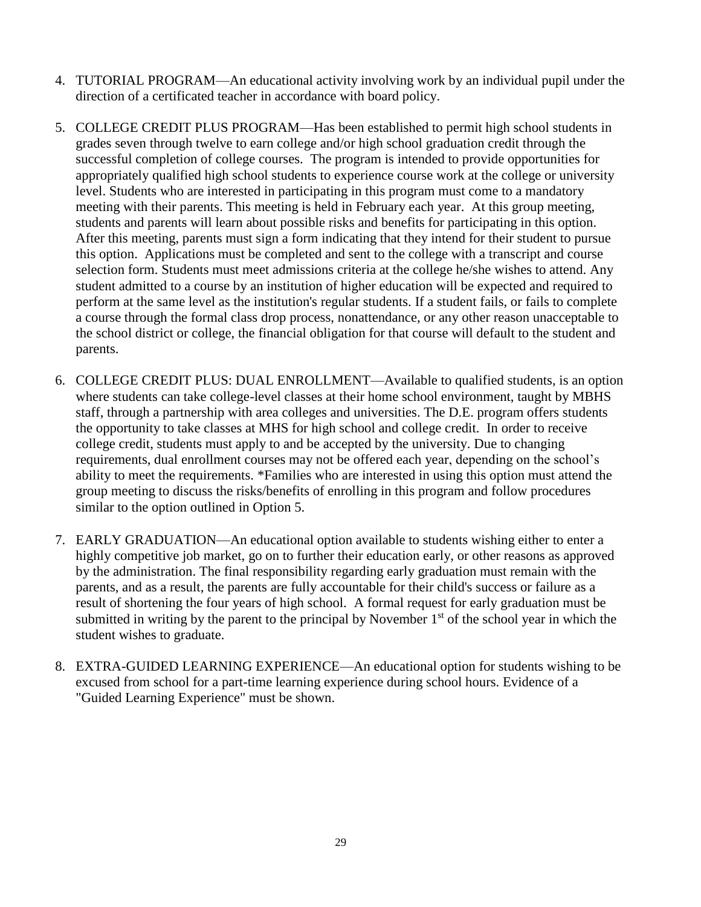4. TUTORIAL PROGRAM—An educational activity involving work by an individual pupil under the direction of a certificated teacher in accordance with board policy.

5. COLLEGE CREDIT PLUS PROGRAM—Has been established to permit high school students in grades seven through twelve to earn college and/or high school graduation credit through the successful completion of college courses. The program is intended to provide opportunities for appropriately qualified high school students to experience course work at the college or university level. Students who are interested in participating in this program must come to a mandatory meeting with their parents. This meeting is held in February each year. At this group meeting, students and parents will learn about possible risks and benefits for participating in this option. After this meeting, parents must sign a form indicating that they intend for their student to pursue this option. Applications must be completed and sent to the college with a transcript and course selection form. Students must meet admissions criteria at the college he/she wishes to attend. Any student admitted to a course by an institution of higher education will be expected and required to perform at the same level as the institution's regular students. If a student fails, or fails to complete a course through the formal class drop process, nonattendance, or any other reason unacceptable to the school district or college, the financial obligation for that course will default to the student and parents.

6. COLLEGE CREDIT PLUS: DUAL ENROLLMENT—Available to qualified students, is an option where students can take college-level classes at their home school environment, taught by MBHS staff, through a partnership with area colleges and universities. The D.E. program offers students the opportunity to take classes at MHS for high school and college credit. In order to receive college credit, students must apply to and be accepted by the university. Due to changing requirements, dual enrollment courses may not be offered each year, depending on the school's ability to meet the requirements. *Families who are interested in using this option must attend the group meeting to discuss the risks/benefits of enrolling in this program and follow procedures similar to the option outlined in Option 5.

7. EARLY GRADUATION—An educational option available to students wishing either to enter a highly competitive job market, go on to further their education early, or other reasons as approved by the administration. The final responsibility regarding early graduation must remain with the parents, and as a result, the parents are fully accountable for their child's success or failure as a result of shortening the four years of high school. A formal request for early graduation must be submitted in writing by the parent to the principal by November 1st of the school year in which the student wishes to graduate.

8. EXTRA-GUIDED LEARNING EXPERIENCE—An educational option for students wishing to be excused from school for a part-time learning experience during school hours. Evidence of a "Guided Learning Experience" must be shown.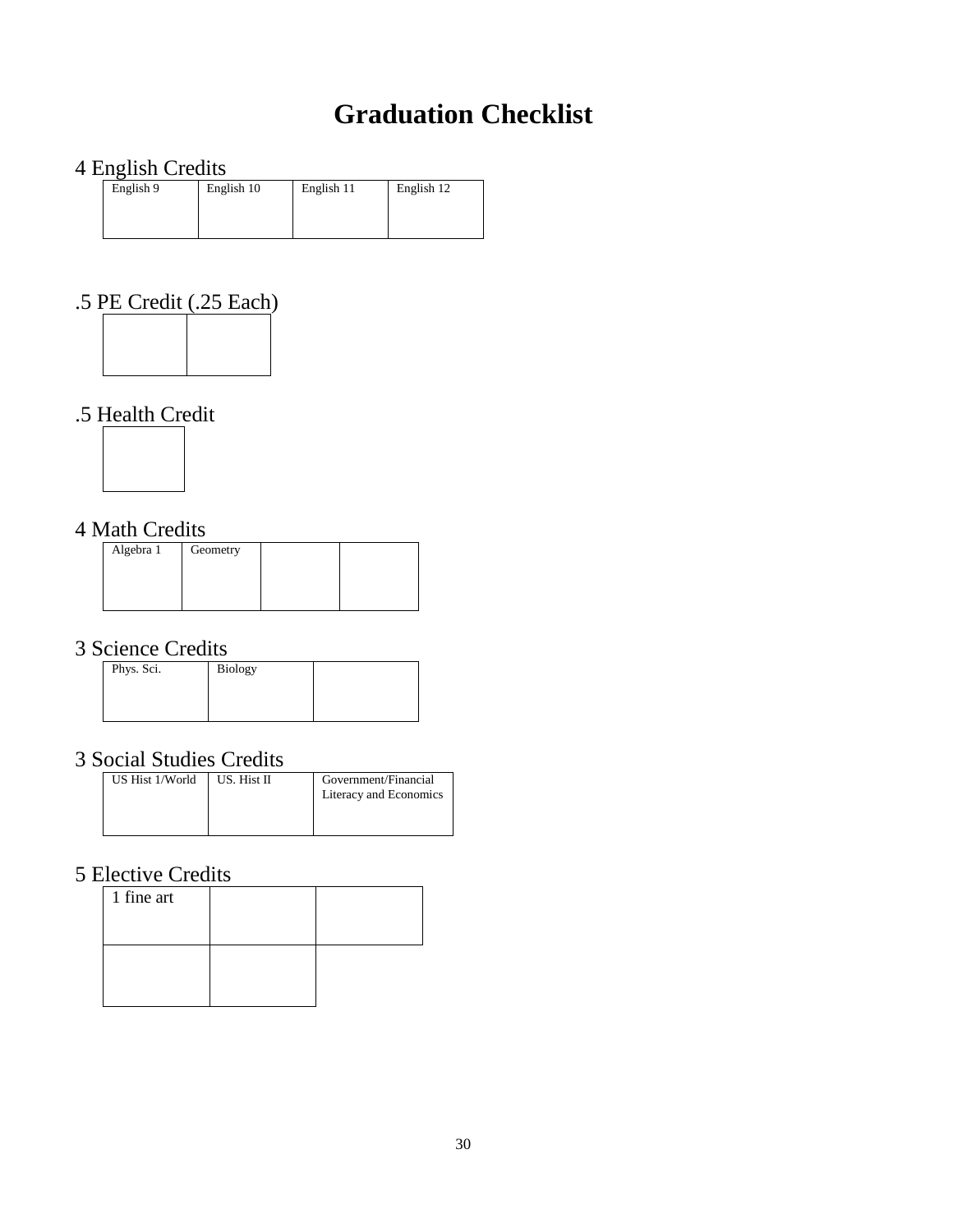# Graduation Checklist

## 4 English Credits

| English 9 | English 10 | English 11 | English 12 |
| --- | --- | --- | --- |
| | | | |

## .5 PE Credit (.25 Each)

| | |
| --- | --- |
| | |

## .5 Health Credit

| |
| --- |
| |

## 4 Math Credits

| Algebra 1 | Geometry | | |
| --- | --- | --- | --- |
| | | | |

## 3 Science Credits

| Phys. Sci. | Biology | |
| --- | --- | --- |
| | | |

## 3 Social Studies Credits

| US Hist 1/World | US. Hist II | Government/Financial Literacy and Economics |
| --- | --- | --- |
| | | |

## 5 Elective Credits

| 1 fine art | | |
| --- | --- | --- |
| | | |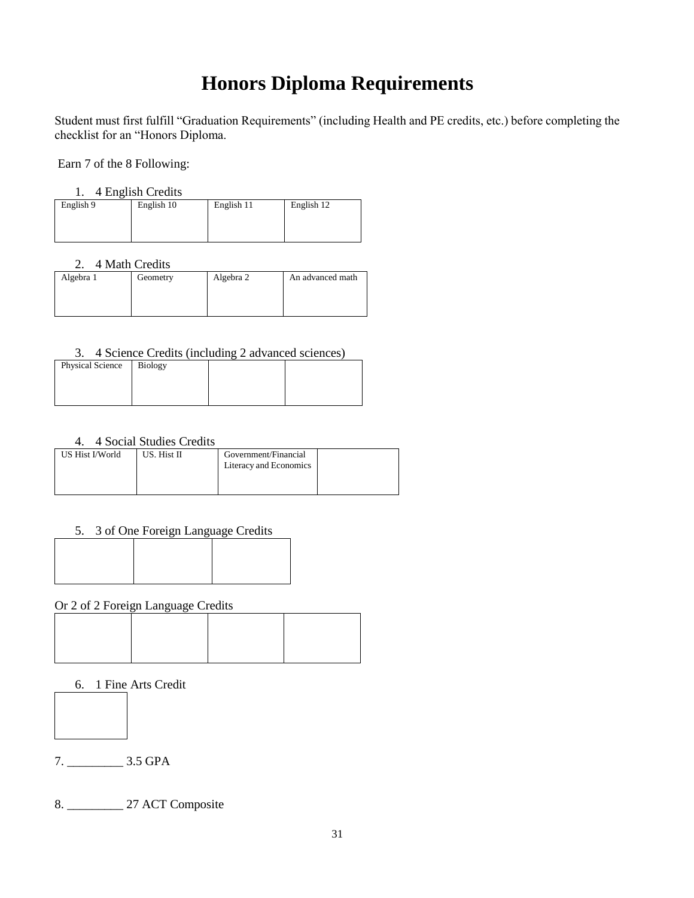# Honors Diploma Requirements

Student must first fulfill "Graduation Requirements" (including Health and PE credits, etc.) before completing the checklist for an "Honors Diploma.

Earn 7 of the 8 Following:

1. 4 English Credits

| English 9 | English 10 | English 11 | English 12 |
|---|---|---|---|
| | | | |

2. 4 Math Credits

| Algebra 1 | Geometry | Algebra 2 | An advanced math |
|---|---|---|---|
| | | | |

3. 4 Science Credits (including 2 advanced sciences)

| Physical Science | Biology | | |
|---|---|---|---|
| | | | |

4. 4 Social Studies Credits

| US Hist I/World | US. Hist II | Government/Financial Literacy and Economics | |
|---|---|---|---|
| | | | |

5. 3 of One Foreign Language Credits

| | | |
|---|---|---|
| | | |

Or 2 of 2 Foreign Language Credits

| | | | |
|---|---|---|---|
| | | | |

6. 1 Fine Arts Credit

| |
|---|
| |

7. _________ 3.5 GPA

8. _________ 27 ACT Composite